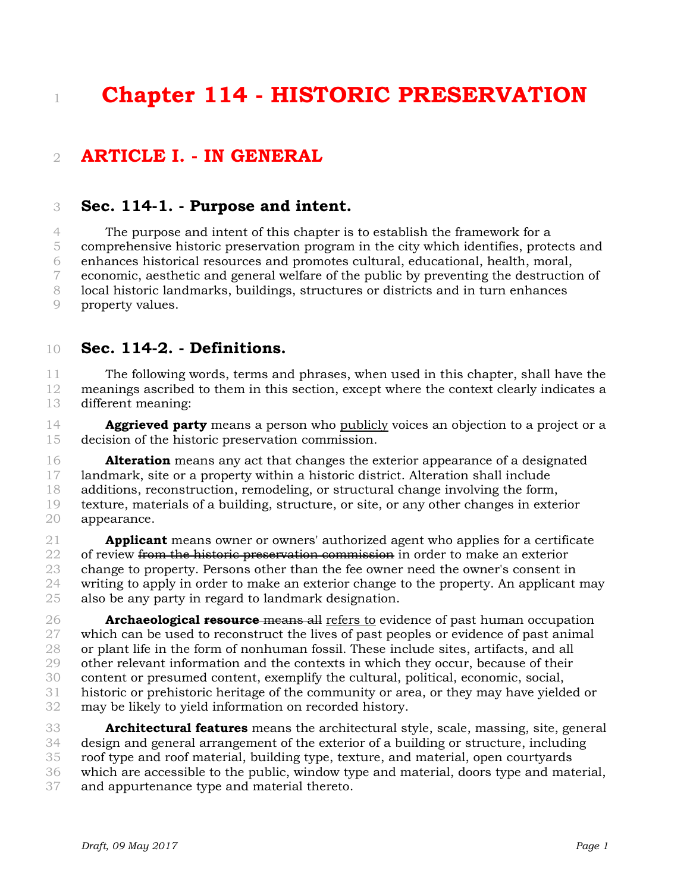# Chapter 114 - HISTORIC PRESERVATION

## ARTICLE I. - IN GENERAL

### Sec. 114-1. - Purpose and intent.

The purpose and intent of this chapter is to establish the framework for a comprehensive historic preservation program in the city which identifies, protects and enhances historical resources and promotes cultural, educational, health, moral, economic, aesthetic and general welfare of the public by preventing the destruction of local historic landmarks, buildings, structures or districts and in turn enhances property values.

### Sec. 114-2. - Definitions.

The following words, terms and phrases, when used in this chapter, shall have the meanings ascribed to them in this section, except where the context clearly indicates a different meaning:

**Aggrieved party** means a person who <u>publicly</u> voices an objection to a project or a decision of the historic preservation commission.

**Alteration** means any act that changes the exterior appearance of a designated landmark, site or a property within a historic district. Alteration shall include additions, reconstruction, remodeling, or structural change involving the form, texture, materials of a building, structure, or site, or any other changes in exterior appearance.

**Applicant** means owner or owners' authorized agent who applies for a certificate of review ~~from the historic preservation commission~~ in order to make an exterior change to property. Persons other than the fee owner need the owner's consent in writing to apply in order to make an exterior change to the property. An applicant may also be any party in regard to landmark designation.

**Archaeological ~~resource~~** ~~means all~~ <u>refers to</u> evidence of past human occupation which can be used to reconstruct the lives of past peoples or evidence of past animal or plant life in the form of nonhuman fossil. These include sites, artifacts, and all other relevant information and the contexts in which they occur, because of their content or presumed content, exemplify the cultural, political, economic, social, historic or prehistoric heritage of the community or area, or they may have yielded or may be likely to yield information on recorded history.

**Architectural features** means the architectural style, scale, massing, site, general design and general arrangement of the exterior of a building or structure, including roof type and roof material, building type, texture, and material, open courtyards which are accessible to the public, window type and material, doors type and material, and appurtenance type and material thereto.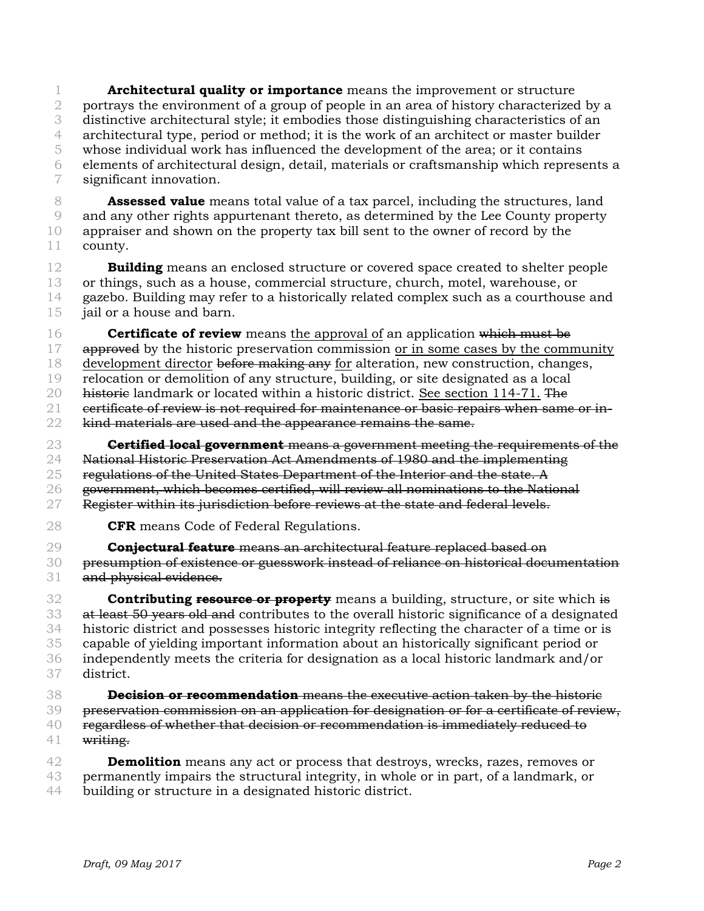**Architectural quality or importance** means the improvement or structure portrays the environment of a group of people in an area of history characterized by a distinctive architectural style; it embodies those distinguishing characteristics of an architectural type, period or method; it is the work of an architect or master builder whose individual work has influenced the development of the area; or it contains elements of architectural design, detail, materials or craftsmanship which represents a significant innovation.

**Assessed value** means total value of a tax parcel, including the structures, land and any other rights appurtenant thereto, as determined by the Lee County property appraiser and shown on the property tax bill sent to the owner of record by the county.

**Building** means an enclosed structure or covered space created to shelter people or things, such as a house, commercial structure, church, motel, warehouse, or gazebo. Building may refer to a historically related complex such as a courthouse and jail or a house and barn.

**Certificate of review** means <u>the approval of</u> an application ~~which must be approved~~ by the historic preservation commission <u>or in some cases by the community development director</u> ~~before making any~~ <u>for</u> alteration, new construction, changes, relocation or demolition of any structure, building, or site designated as a local ~~historic~~ landmark or located within a historic district. <u>See section 114-71.</u> ~~The certificate of review is not required for maintenance or basic repairs when same or in-kind materials are used and the appearance remains the same.~~

~~**Certified local government** means a government meeting the requirements of the National Historic Preservation Act Amendments of 1980 and the implementing regulations of the United States Department of the Interior and the state. A government, which becomes certified, will review all nominations to the National Register within its jurisdiction before reviews at the state and federal levels.~~

**CFR** means Code of Federal Regulations.

~~**Conjectural feature** means an architectural feature replaced based on presumption of existence or guesswork instead of reliance on historical documentation and physical evidence.~~

**Contributing** ~~**resource or property**~~ means a building, structure, or site which ~~is at least 50 years old and~~ contributes to the overall historic significance of a designated historic district and possesses historic integrity reflecting the character of a time or is capable of yielding important information about an historically significant period or independently meets the criteria for designation as a local historic landmark and/or district.

~~**Decision or recommendation** means the executive action taken by the historic preservation commission on an application for designation or for a certificate of review, regardless of whether that decision or recommendation is immediately reduced to writing.~~

**Demolition** means any act or process that destroys, wrecks, razes, removes or permanently impairs the structural integrity, in whole or in part, of a landmark, or building or structure in a designated historic district.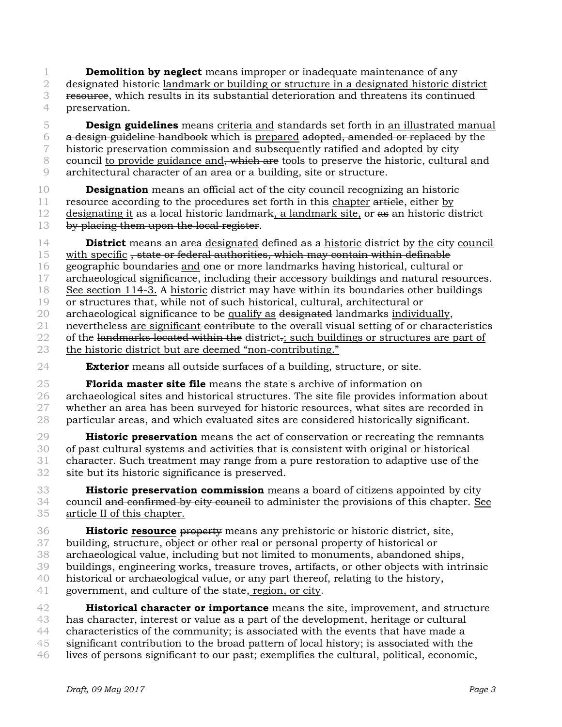**Demolition by neglect** means improper or inadequate maintenance of any designated historic <u>landmark or building or structure in a designated historic district</u> ~~resource~~, which results in its substantial deterioration and threatens its continued preservation.

**Design guidelines** means <u>criteria and</u> standards set forth in <u>an illustrated manual</u> ~~a design guideline handbook~~ which is <u>prepared</u> ~~adopted, amended or replaced~~ by the historic preservation commission and subsequently ratified and adopted by city council <u>to provide guidance and</u>~~, which are~~ tools to preserve the historic, cultural and architectural character of an area or a building, site or structure.

**Designation** means an official act of the city council recognizing an historic resource according to the procedures set forth in this <u>chapter</u> ~~article~~, either <u>by designating it</u> as a local historic landmark<u>, a landmark site,</u> or ~~as~~ an historic district ~~by placing them upon the local register~~.

**District** means an area <u>designated</u> ~~defined~~ as a <u>historic</u> district by <u>the</u> city <u>council with specific</u> ~~, state or federal authorities, which may contain within definable~~ geographic boundaries <u>and</u> one or more landmarks having historical, cultural or archaeological significance, including their accessory buildings and natural resources. <u>See section 114-3.</u> A <u>historic</u> district may have within its boundaries other buildings or structures that, while not of such historical, cultural, architectural or archaeological significance to be <u>qualify as</u> ~~designated~~ landmarks <u>individually</u>, nevertheless <u>are significant</u> ~~contribute~~ to the overall visual setting of or characteristics of the ~~landmarks located within the~~ district~~.~~<u>; such buildings or structures are part of the historic district but are deemed "non-contributing."</u>

**Exterior** means all outside surfaces of a building, structure, or site.

**Florida master site file** means the state's archive of information on archaeological sites and historical structures. The site file provides information about whether an area has been surveyed for historic resources, what sites are recorded in particular areas, and which evaluated sites are considered historically significant.

**Historic preservation** means the act of conservation or recreating the remnants of past cultural systems and activities that is consistent with original or historical character. Such treatment may range from a pure restoration to adaptive use of the site but its historic significance is preserved.

**Historic preservation commission** means a board of citizens appointed by city council ~~and confirmed by city council~~ to administer the provisions of this chapter. <u>See article II of this chapter.</u>

**Historic <u>resource</u>** ~~property~~ means any prehistoric or historic district, site, building, structure, object or other real or personal property of historical or archaeological value, including but not limited to monuments, abandoned ships, buildings, engineering works, treasure troves, artifacts, or other objects with intrinsic historical or archaeological value, or any part thereof, relating to the history, government, and culture of the state<u>, region, or city</u>.

**Historical character or importance** means the site, improvement, and structure has character, interest or value as a part of the development, heritage or cultural characteristics of the community; is associated with the events that have made a significant contribution to the broad pattern of local history; is associated with the lives of persons significant to our past; exemplifies the cultural, political, economic,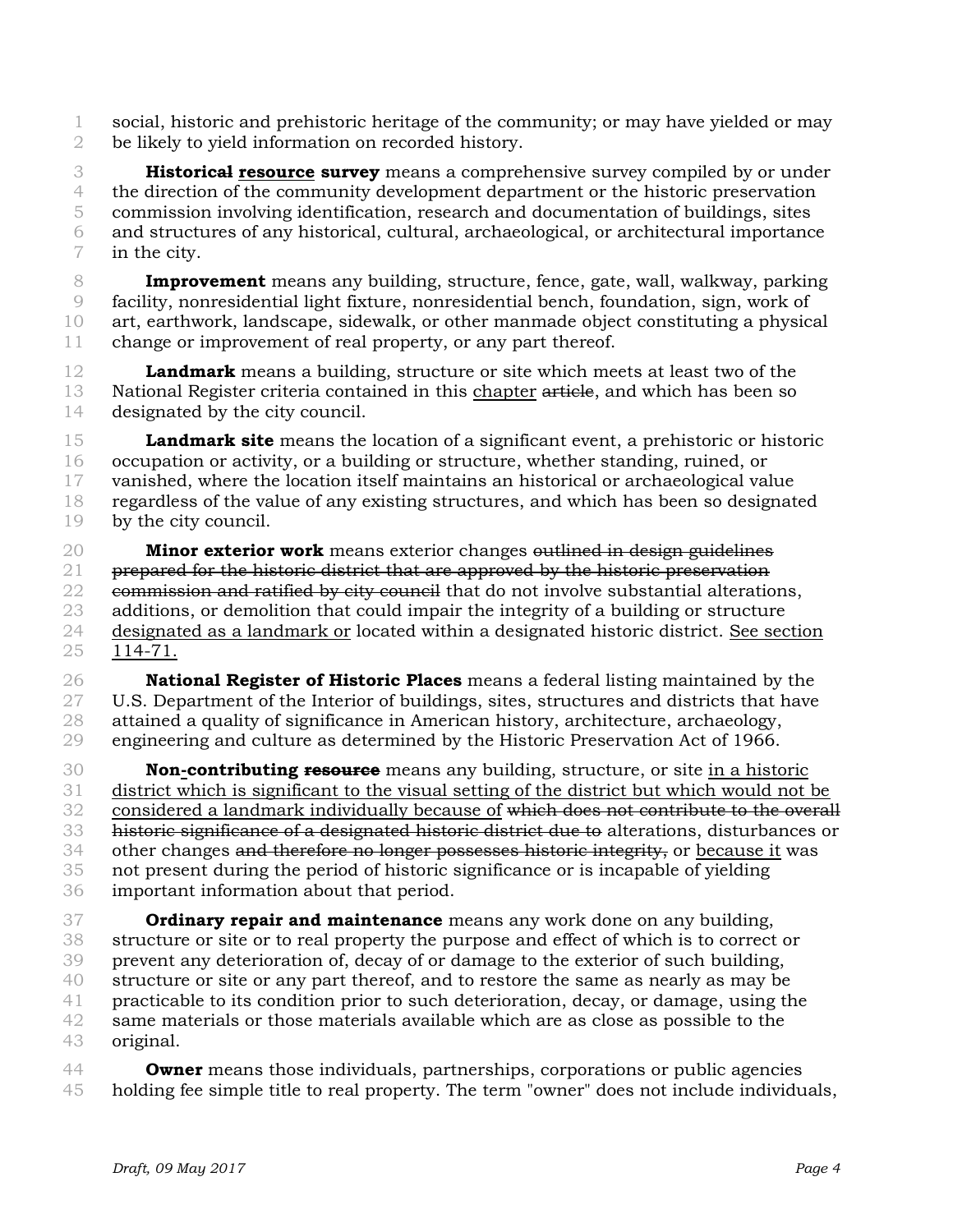social, historic and prehistoric heritage of the community; or may have yielded or may be likely to yield information on recorded history.

**Historic~~al~~ <u>resource</u> survey** means a comprehensive survey compiled by or under the direction of the community development department or the historic preservation commission involving identification, research and documentation of buildings, sites and structures of any historical, cultural, archaeological, or architectural importance in the city.

**Improvement** means any building, structure, fence, gate, wall, walkway, parking facility, nonresidential light fixture, nonresidential bench, foundation, sign, work of art, earthwork, landscape, sidewalk, or other manmade object constituting a physical change or improvement of real property, or any part thereof.

**Landmark** means a building, structure or site which meets at least two of the National Register criteria contained in this <u>chapter</u> ~~article~~, and which has been so designated by the city council.

**Landmark site** means the location of a significant event, a prehistoric or historic occupation or activity, or a building or structure, whether standing, ruined, or vanished, where the location itself maintains an historical or archaeological value regardless of the value of any existing structures, and which has been so designated by the city council.

**Minor exterior work** means exterior changes ~~outlined in design guidelines prepared for the historic district that are approved by the historic preservation commission and ratified by city council~~ that do not involve substantial alterations, additions, or demolition that could impair the integrity of a building or structure <u>designated as a landmark or</u> located within a designated historic district. <u>See section 114-71.</u>

**National Register of Historic Places** means a federal listing maintained by the U.S. Department of the Interior of buildings, sites, structures and districts that have attained a quality of significance in American history, architecture, archaeology, engineering and culture as determined by the Historic Preservation Act of 1966.

**Non<u>-</u>contributing ~~resource~~** means any building, structure, or site <u>in a historic district which is significant to the visual setting of the district but which would not be considered a landmark individually because of</u> ~~which does not contribute to the overall historic significance of a designated historic district due to~~ alterations, disturbances or other changes ~~and therefore no longer possesses historic integrity,~~ or <u>because it</u> was not present during the period of historic significance or is incapable of yielding important information about that period.

**Ordinary repair and maintenance** means any work done on any building, structure or site or to real property the purpose and effect of which is to correct or prevent any deterioration of, decay of or damage to the exterior of such building, structure or site or any part thereof, and to restore the same as nearly as may be practicable to its condition prior to such deterioration, decay, or damage, using the same materials or those materials available which are as close as possible to the original.

**Owner** means those individuals, partnerships, corporations or public agencies holding fee simple title to real property. The term "owner" does not include individuals,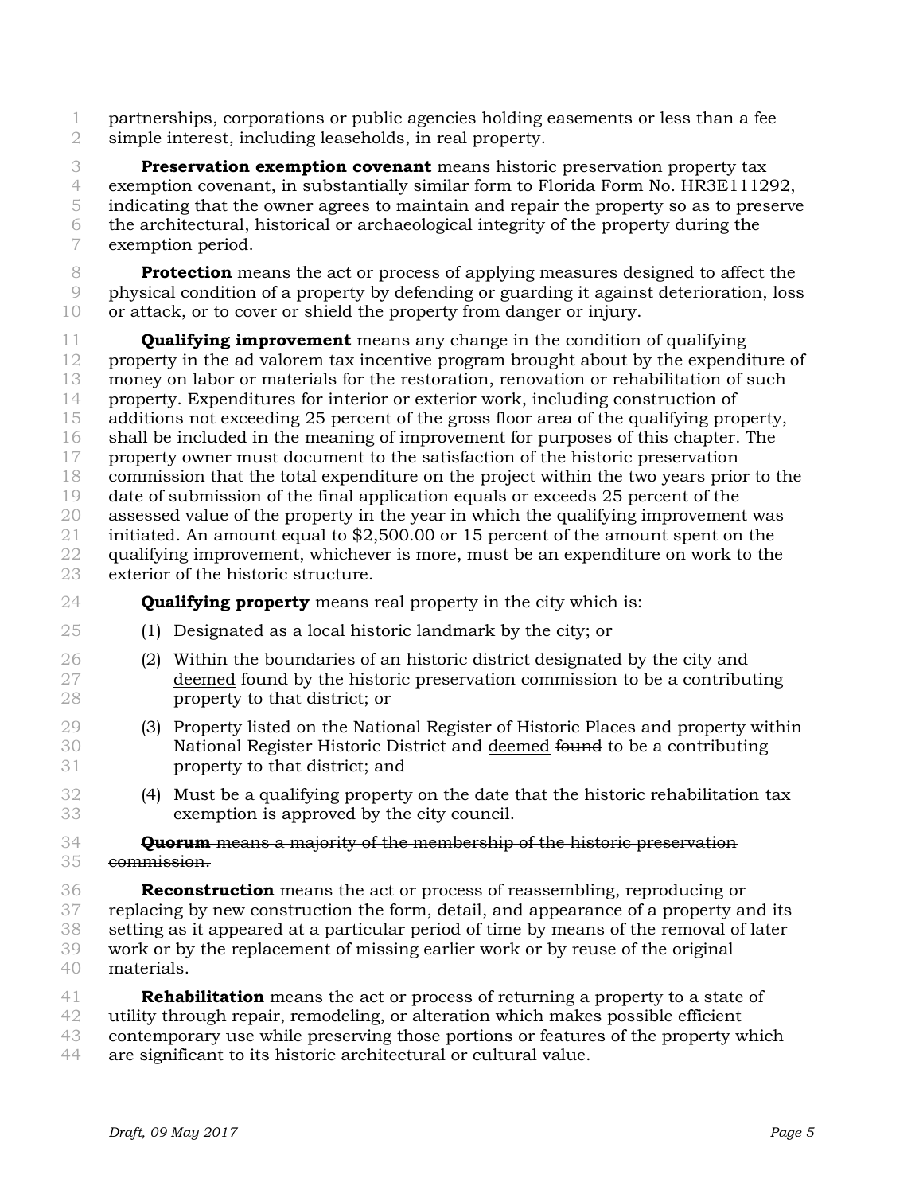partnerships, corporations or public agencies holding easements or less than a fee simple interest, including leaseholds, in real property.

**Preservation exemption covenant** means historic preservation property tax exemption covenant, in substantially similar form to Florida Form No. HR3E111292, indicating that the owner agrees to maintain and repair the property so as to preserve the architectural, historical or archaeological integrity of the property during the exemption period.

**Protection** means the act or process of applying measures designed to affect the physical condition of a property by defending or guarding it against deterioration, loss or attack, or to cover or shield the property from danger or injury.

**Qualifying improvement** means any change in the condition of qualifying property in the ad valorem tax incentive program brought about by the expenditure of money on labor or materials for the restoration, renovation or rehabilitation of such property. Expenditures for interior or exterior work, including construction of additions not exceeding 25 percent of the gross floor area of the qualifying property, shall be included in the meaning of improvement for purposes of this chapter. The property owner must document to the satisfaction of the historic preservation commission that the total expenditure on the project within the two years prior to the date of submission of the final application equals or exceeds 25 percent of the assessed value of the property in the year in which the qualifying improvement was initiated. An amount equal to $2,500.00 or 15 percent of the amount spent on the qualifying improvement, whichever is more, must be an expenditure on work to the exterior of the historic structure.

**Qualifying property** means real property in the city which is:

(1) Designated as a local historic landmark by the city; or

(2) Within the boundaries of an historic district designated by the city and <u>deemed</u> ~~found by the historic preservation commission~~ to be a contributing property to that district; or

(3) Property listed on the National Register of Historic Places and property within National Register Historic District and <u>deemed</u> ~~found~~ to be a contributing property to that district; and

(4) Must be a qualifying property on the date that the historic rehabilitation tax exemption is approved by the city council.

~~**Quorum** means a majority of the membership of the historic preservation commission.~~

**Reconstruction** means the act or process of reassembling, reproducing or replacing by new construction the form, detail, and appearance of a property and its setting as it appeared at a particular period of time by means of the removal of later work or by the replacement of missing earlier work or by reuse of the original materials.

**Rehabilitation** means the act or process of returning a property to a state of utility through repair, remodeling, or alteration which makes possible efficient contemporary use while preserving those portions or features of the property which are significant to its historic architectural or cultural value.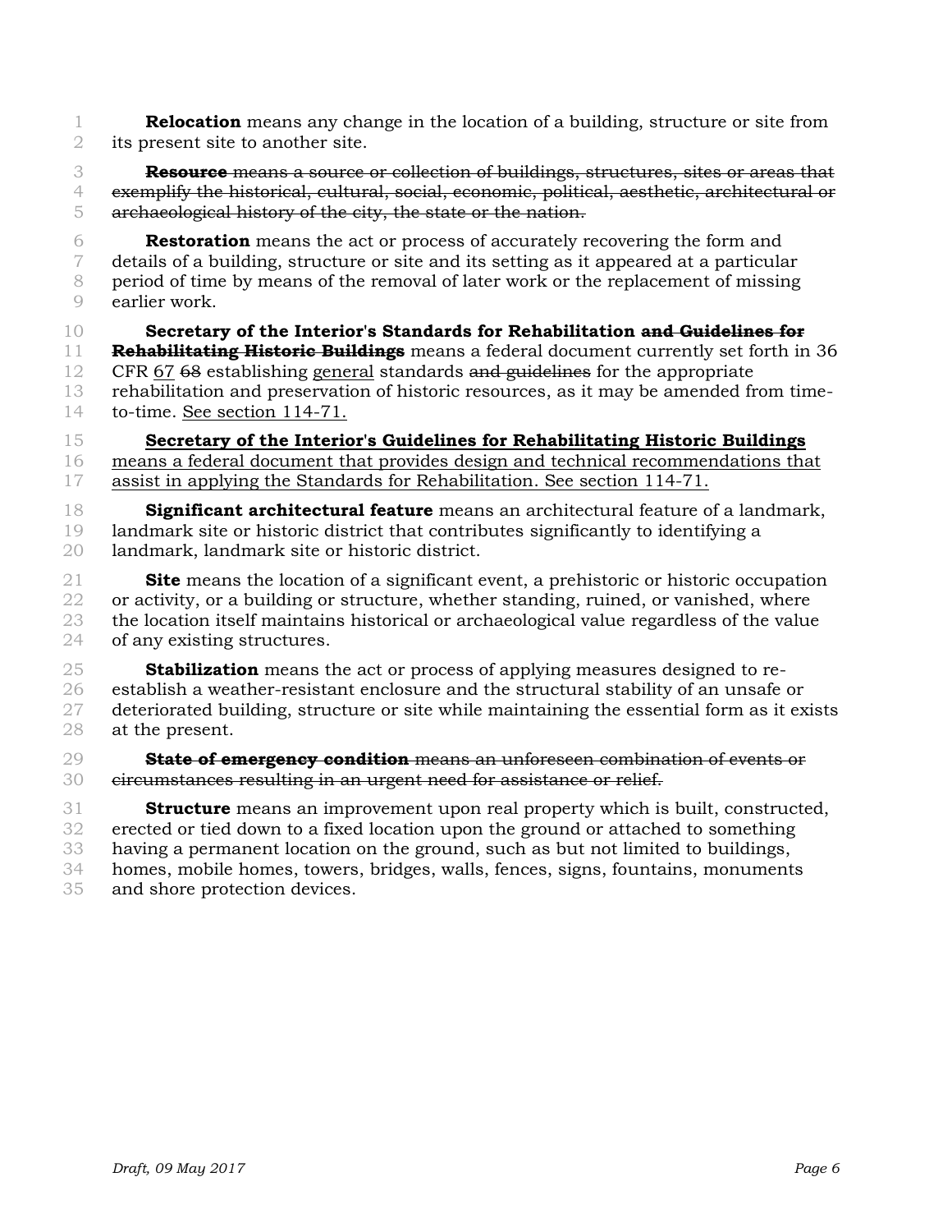**Relocation** means any change in the location of a building, structure or site from its present site to another site.

~~**Resource** means a source or collection of buildings, structures, sites or areas that exemplify the historical, cultural, social, economic, political, aesthetic, architectural or archaeological history of the city, the state or the nation.~~

**Restoration** means the act or process of accurately recovering the form and details of a building, structure or site and its setting as it appeared at a particular period of time by means of the removal of later work or the replacement of missing earlier work.

**Secretary of the Interior's Standards for Rehabilitation ~~and Guidelines for Rehabilitating Historic Buildings~~** means a federal document currently set forth in 36 CFR <u>67</u> ~~68~~ establishing <u>general</u> standards ~~and guidelines~~ for the appropriate rehabilitation and preservation of historic resources, as it may be amended from time-to-time. <u>See section 114-71.</u>

<u>**Secretary of the Interior's Guidelines for Rehabilitating Historic Buildings** means a federal document that provides design and technical recommendations that assist in applying the Standards for Rehabilitation. See section 114-71.</u>

**Significant architectural feature** means an architectural feature of a landmark, landmark site or historic district that contributes significantly to identifying a landmark, landmark site or historic district.

**Site** means the location of a significant event, a prehistoric or historic occupation or activity, or a building or structure, whether standing, ruined, or vanished, where the location itself maintains historical or archaeological value regardless of the value of any existing structures.

**Stabilization** means the act or process of applying measures designed to re-establish a weather-resistant enclosure and the structural stability of an unsafe or deteriorated building, structure or site while maintaining the essential form as it exists at the present.

~~**State of emergency condition** means an unforeseen combination of events or circumstances resulting in an urgent need for assistance or relief.~~

**Structure** means an improvement upon real property which is built, constructed, erected or tied down to a fixed location upon the ground or attached to something having a permanent location on the ground, such as but not limited to buildings, homes, mobile homes, towers, bridges, walls, fences, signs, fountains, monuments and shore protection devices.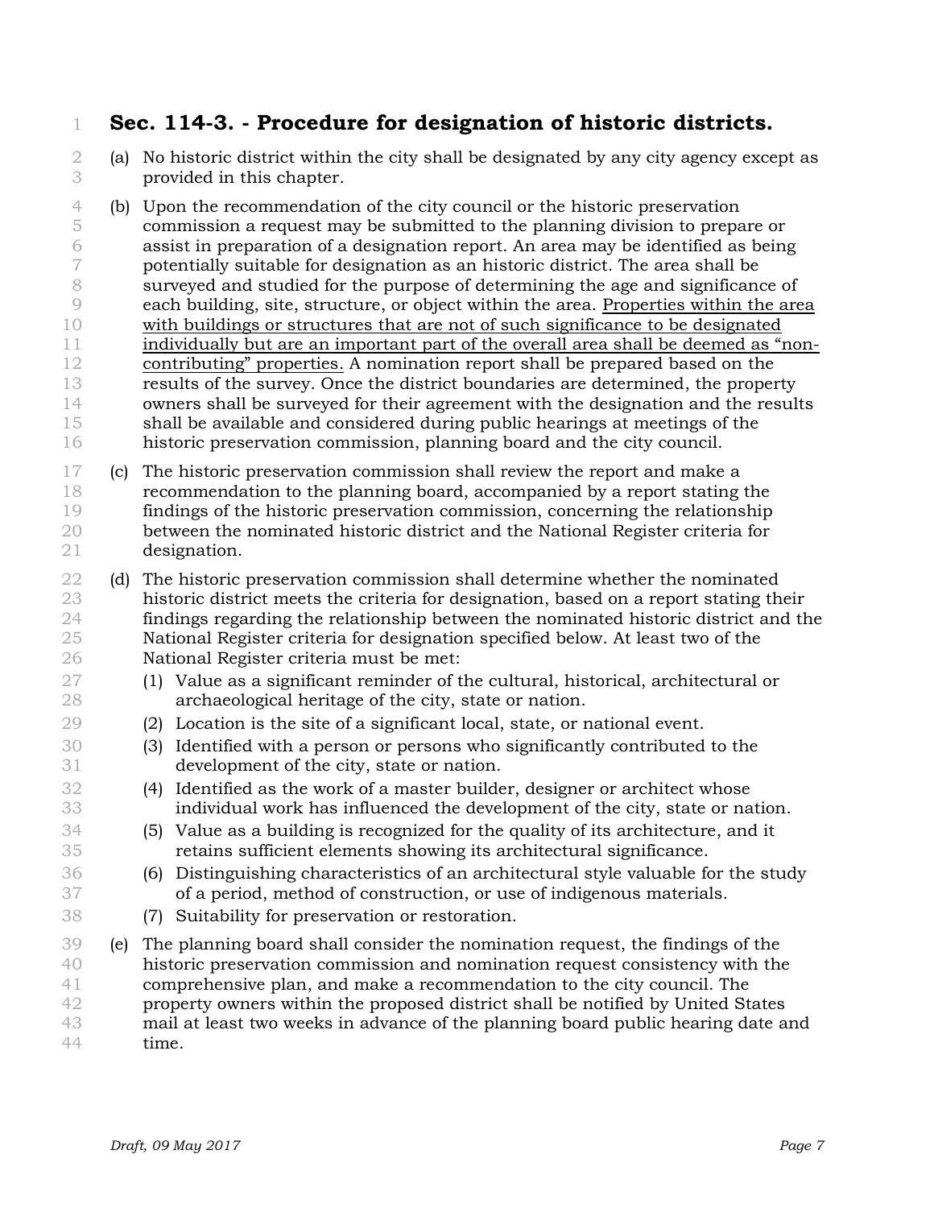## Sec. 114-3. - Procedure for designation of historic districts.

(a) No historic district within the city shall be designated by any city agency except as provided in this chapter.

(b) Upon the recommendation of the city council or the historic preservation commission a request may be submitted to the planning division to prepare or assist in preparation of a designation report. An area may be identified as being potentially suitable for designation as an historic district. The area shall be surveyed and studied for the purpose of determining the age and significance of each building, site, structure, or object within the area. <u>Properties within the area with buildings or structures that are not of such significance to be designated individually but are an important part of the overall area shall be deemed as "non-contributing" properties.</u> A nomination report shall be prepared based on the results of the survey. Once the district boundaries are determined, the property owners shall be surveyed for their agreement with the designation and the results shall be available and considered during public hearings at meetings of the historic preservation commission, planning board and the city council.

(c) The historic preservation commission shall review the report and make a recommendation to the planning board, accompanied by a report stating the findings of the historic preservation commission, concerning the relationship between the nominated historic district and the National Register criteria for designation.

(d) The historic preservation commission shall determine whether the nominated historic district meets the criteria for designation, based on a report stating their findings regarding the relationship between the nominated historic district and the National Register criteria for designation specified below. At least two of the National Register criteria must be met:

  (1) Value as a significant reminder of the cultural, historical, architectural or archaeological heritage of the city, state or nation.

  (2) Location is the site of a significant local, state, or national event.

  (3) Identified with a person or persons who significantly contributed to the development of the city, state or nation.

  (4) Identified as the work of a master builder, designer or architect whose individual work has influenced the development of the city, state or nation.

  (5) Value as a building is recognized for the quality of its architecture, and it retains sufficient elements showing its architectural significance.

  (6) Distinguishing characteristics of an architectural style valuable for the study of a period, method of construction, or use of indigenous materials.

  (7) Suitability for preservation or restoration.

(e) The planning board shall consider the nomination request, the findings of the historic preservation commission and nomination request consistency with the comprehensive plan, and make a recommendation to the city council. The property owners within the proposed district shall be notified by United States mail at least two weeks in advance of the planning board public hearing date and time.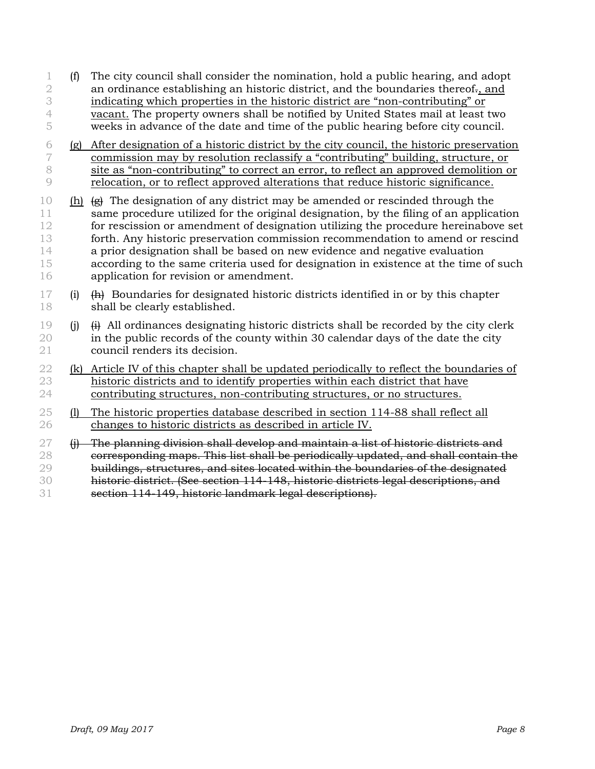(f) The city council shall consider the nomination, hold a public hearing, and adopt an ordinance establishing an historic district, and the boundaries thereof~~.~~<u>, and indicating which properties in the historic district are "non-contributing" or vacant.</u> The property owners shall be notified by United States mail at least two weeks in advance of the date and time of the public hearing before city council.

<u>(g) After designation of a historic district by the city council, the historic preservation commission may by resolution reclassify a "contributing" building, structure, or site as "non-contributing" to correct an error, to reflect an approved demolition or relocation, or to reflect approved alterations that reduce historic significance.</u>

<u>(h)</u> ~~(g)~~ The designation of any district may be amended or rescinded through the same procedure utilized for the original designation, by the filing of an application for rescission or amendment of designation utilizing the procedure hereinabove set forth. Any historic preservation commission recommendation to amend or rescind a prior designation shall be based on new evidence and negative evaluation according to the same criteria used for designation in existence at the time of such application for revision or amendment.

(i) ~~(h)~~ Boundaries for designated historic districts identified in or by this chapter shall be clearly established.

(j) ~~(i)~~ All ordinances designating historic districts shall be recorded by the city clerk in the public records of the county within 30 calendar days of the date the city council renders its decision.

<u>(k) Article IV of this chapter shall be updated periodically to reflect the boundaries of historic districts and to identify properties within each district that have contributing structures, non-contributing structures, or no structures.</u>

<u>(l) The historic properties database described in section 114-88 shall reflect all changes to historic districts as described in article IV.</u>

~~(j) The planning division shall develop and maintain a list of historic districts and corresponding maps. This list shall be periodically updated, and shall contain the buildings, structures, and sites located within the boundaries of the designated historic district. (See section 114-148, historic districts legal descriptions, and section 114-149, historic landmark legal descriptions).~~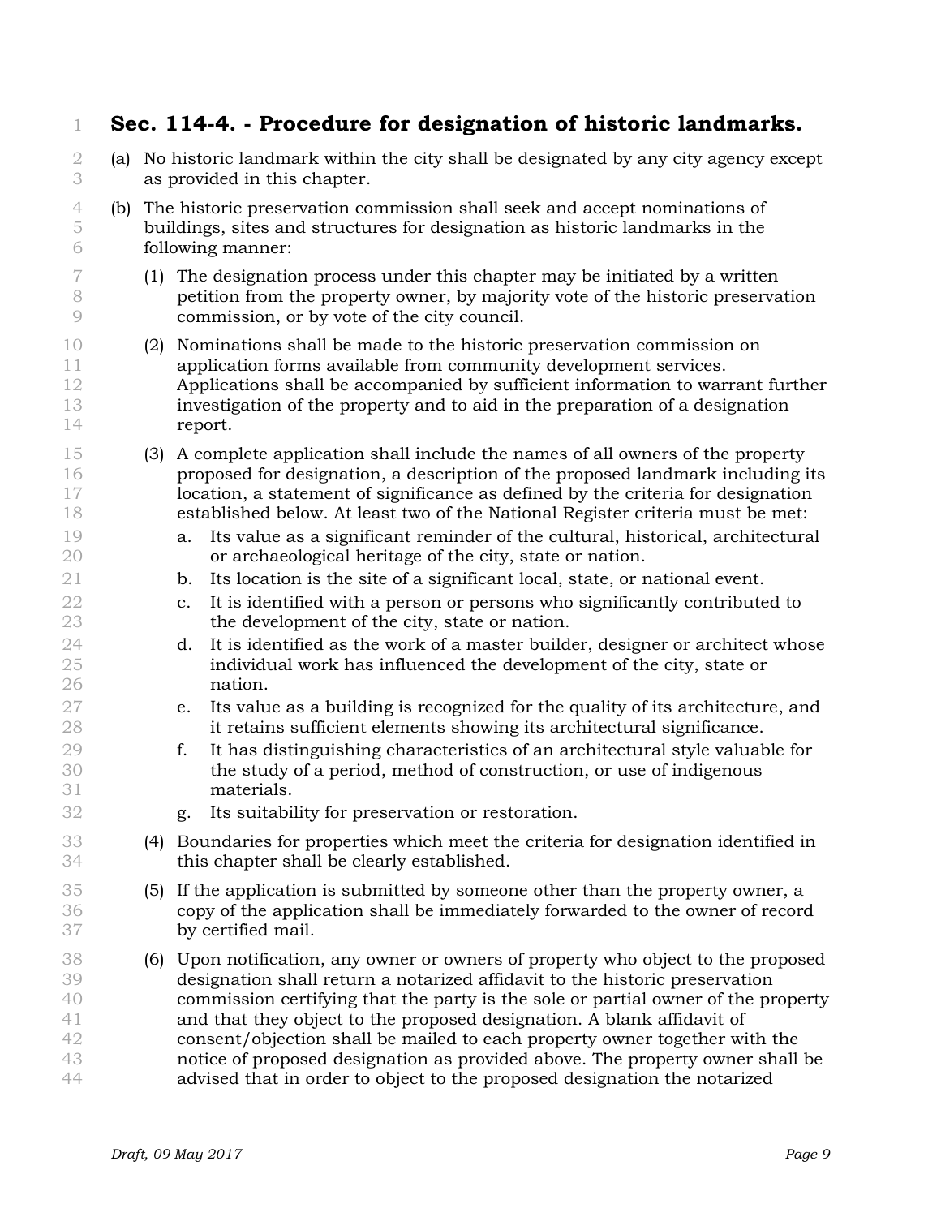# Sec. 114-4. - Procedure for designation of historic landmarks.

(a) No historic landmark within the city shall be designated by any city agency except as provided in this chapter.

(b) The historic preservation commission shall seek and accept nominations of buildings, sites and structures for designation as historic landmarks in the following manner:

   (1) The designation process under this chapter may be initiated by a written petition from the property owner, by majority vote of the historic preservation commission, or by vote of the city council.

   (2) Nominations shall be made to the historic preservation commission on application forms available from community development services. Applications shall be accompanied by sufficient information to warrant further investigation of the property and to aid in the preparation of a designation report.

   (3) A complete application shall include the names of all owners of the property proposed for designation, a description of the proposed landmark including its location, a statement of significance as defined by the criteria for designation established below. At least two of the National Register criteria must be met:

      a. Its value as a significant reminder of the cultural, historical, architectural or archaeological heritage of the city, state or nation.

      b. Its location is the site of a significant local, state, or national event.

      c. It is identified with a person or persons who significantly contributed to the development of the city, state or nation.

      d. It is identified as the work of a master builder, designer or architect whose individual work has influenced the development of the city, state or nation.

      e. Its value as a building is recognized for the quality of its architecture, and it retains sufficient elements showing its architectural significance.

      f. It has distinguishing characteristics of an architectural style valuable for the study of a period, method of construction, or use of indigenous materials.

      g. Its suitability for preservation or restoration.

   (4) Boundaries for properties which meet the criteria for designation identified in this chapter shall be clearly established.

   (5) If the application is submitted by someone other than the property owner, a copy of the application shall be immediately forwarded to the owner of record by certified mail.

   (6) Upon notification, any owner or owners of property who object to the proposed designation shall return a notarized affidavit to the historic preservation commission certifying that the party is the sole or partial owner of the property and that they object to the proposed designation. A blank affidavit of consent/objection shall be mailed to each property owner together with the notice of proposed designation as provided above. The property owner shall be advised that in order to object to the proposed designation the notarized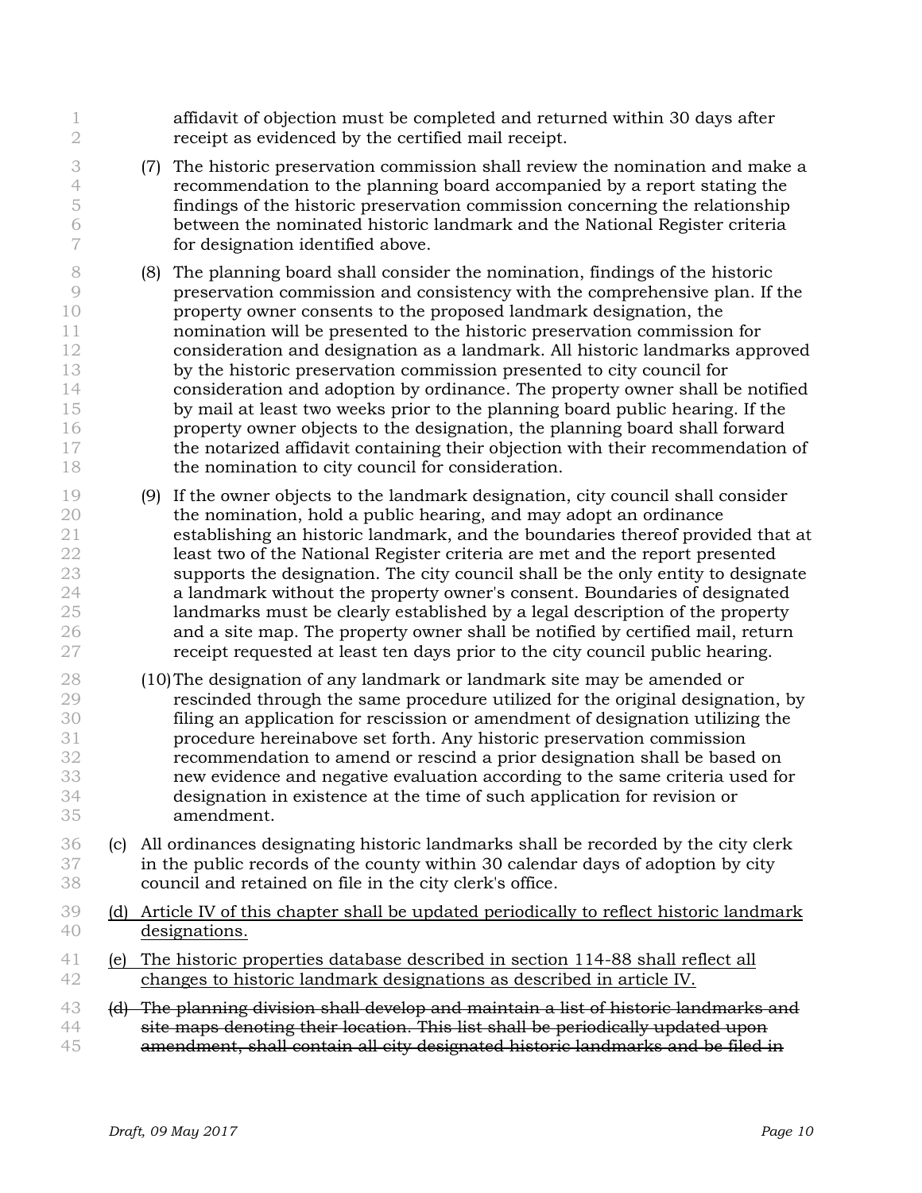affidavit of objection must be completed and returned within 30 days after receipt as evidenced by the certified mail receipt.

(7) The historic preservation commission shall review the nomination and make a recommendation to the planning board accompanied by a report stating the findings of the historic preservation commission concerning the relationship between the nominated historic landmark and the National Register criteria for designation identified above.

(8) The planning board shall consider the nomination, findings of the historic preservation commission and consistency with the comprehensive plan. If the property owner consents to the proposed landmark designation, the nomination will be presented to the historic preservation commission for consideration and designation as a landmark. All historic landmarks approved by the historic preservation commission presented to city council for consideration and adoption by ordinance. The property owner shall be notified by mail at least two weeks prior to the planning board public hearing. If the property owner objects to the designation, the planning board shall forward the notarized affidavit containing their objection with their recommendation of the nomination to city council for consideration.

(9) If the owner objects to the landmark designation, city council shall consider the nomination, hold a public hearing, and may adopt an ordinance establishing an historic landmark, and the boundaries thereof provided that at least two of the National Register criteria are met and the report presented supports the designation. The city council shall be the only entity to designate a landmark without the property owner's consent. Boundaries of designated landmarks must be clearly established by a legal description of the property and a site map. The property owner shall be notified by certified mail, return receipt requested at least ten days prior to the city council public hearing.

(10) The designation of any landmark or landmark site may be amended or rescinded through the same procedure utilized for the original designation, by filing an application for rescission or amendment of designation utilizing the procedure hereinabove set forth. Any historic preservation commission recommendation to amend or rescind a prior designation shall be based on new evidence and negative evaluation according to the same criteria used for designation in existence at the time of such application for revision or amendment.

(c) All ordinances designating historic landmarks shall be recorded by the city clerk in the public records of the county within 30 calendar days of adoption by city council and retained on file in the city clerk's office.

<u>(d) Article IV of this chapter shall be updated periodically to reflect historic landmark designations.</u>

<u>(e) The historic properties database described in section 114-88 shall reflect all changes to historic landmark designations as described in article IV.</u>

~~(d) The planning division shall develop and maintain a list of historic landmarks and site maps denoting their location. This list shall be periodically updated upon amendment, shall contain all city designated historic landmarks and be filed in~~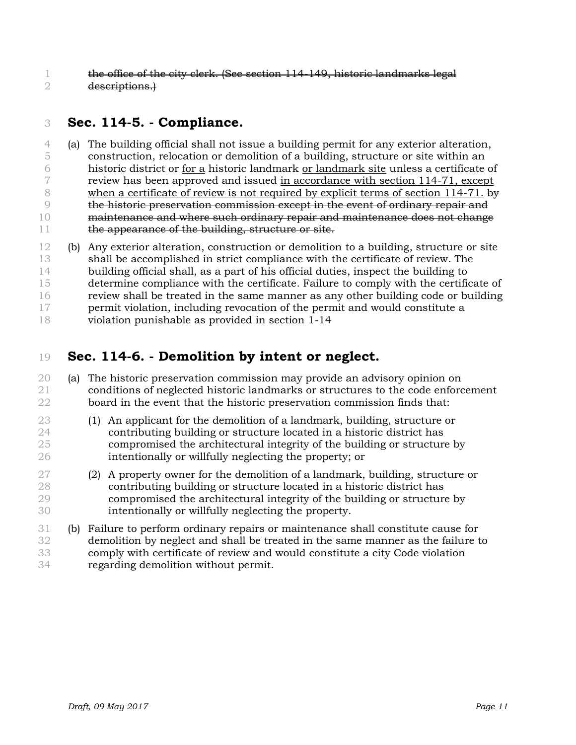~~the office of the city clerk. (See section 114-149, historic landmarks legal descriptions.)~~

## Sec. 114-5. - Compliance.

(a) The building official shall not issue a building permit for any exterior alteration, construction, relocation or demolition of a building, structure or site within an historic district or <u>for a</u> historic landmark <u>or landmark site</u> unless a certificate of review has been approved and issued <u>in accordance with section 114-71, except when a certificate of review is not required by explicit terms of section 114-71.</u> ~~by the historic preservation commission except in the event of ordinary repair and maintenance and where such ordinary repair and maintenance does not change the appearance of the building, structure or site.~~

(b) Any exterior alteration, construction or demolition to a building, structure or site shall be accomplished in strict compliance with the certificate of review. The building official shall, as a part of his official duties, inspect the building to determine compliance with the certificate. Failure to comply with the certificate of review shall be treated in the same manner as any other building code or building permit violation, including revocation of the permit and would constitute a violation punishable as provided in section 1-14

## Sec. 114-6. - Demolition by intent or neglect.

(a) The historic preservation commission may provide an advisory opinion on conditions of neglected historic landmarks or structures to the code enforcement board in the event that the historic preservation commission finds that:

(1) An applicant for the demolition of a landmark, building, structure or contributing building or structure located in a historic district has compromised the architectural integrity of the building or structure by intentionally or willfully neglecting the property; or

(2) A property owner for the demolition of a landmark, building, structure or contributing building or structure located in a historic district has compromised the architectural integrity of the building or structure by intentionally or willfully neglecting the property.

(b) Failure to perform ordinary repairs or maintenance shall constitute cause for demolition by neglect and shall be treated in the same manner as the failure to comply with certificate of review and would constitute a city Code violation regarding demolition without permit.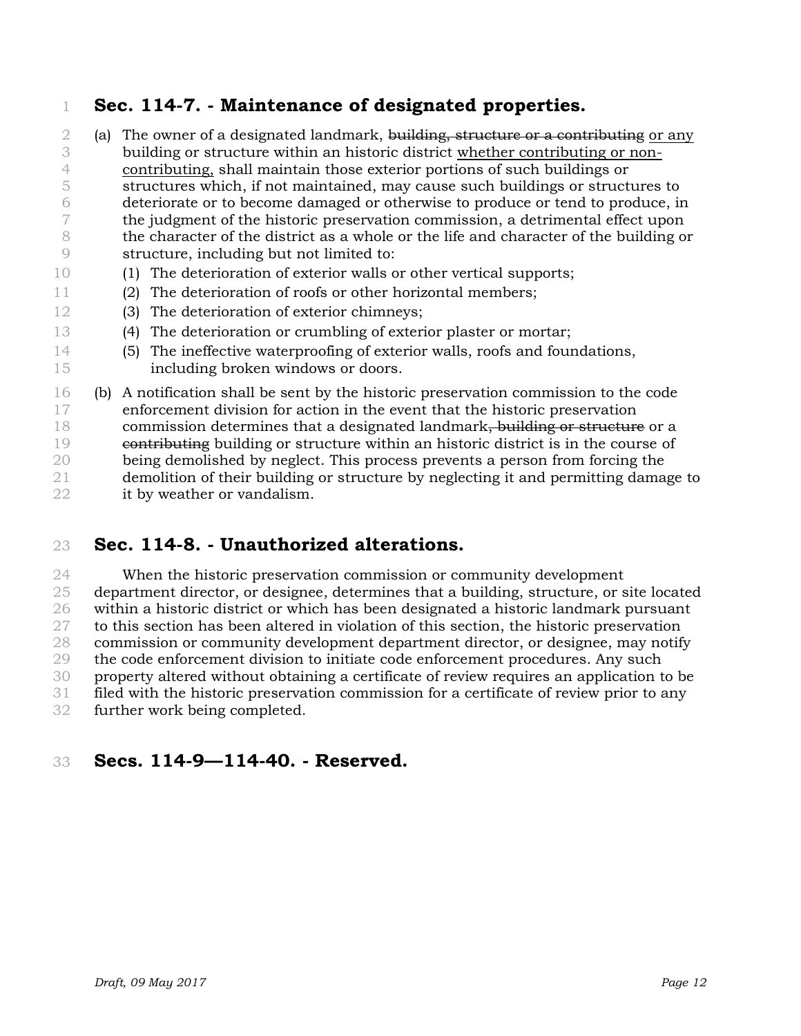## Sec. 114-7. - Maintenance of designated properties.

(a) The owner of a designated landmark, ~~building, structure or a contributing~~ <u>or any</u> building or structure within an historic district <u>whether contributing or non-contributing,</u> shall maintain those exterior portions of such buildings or structures which, if not maintained, may cause such buildings or structures to deteriorate or to become damaged or otherwise to produce or tend to produce, in the judgment of the historic preservation commission, a detrimental effect upon the character of the district as a whole or the life and character of the building or structure, including but not limited to:

(1) The deterioration of exterior walls or other vertical supports;

(2) The deterioration of roofs or other horizontal members;

(3) The deterioration of exterior chimneys;

(4) The deterioration or crumbling of exterior plaster or mortar;

(5) The ineffective waterproofing of exterior walls, roofs and foundations, including broken windows or doors.

(b) A notification shall be sent by the historic preservation commission to the code enforcement division for action in the event that the historic preservation commission determines that a designated landmark~~, building or structure~~ or a ~~contributing~~ building or structure within an historic district is in the course of being demolished by neglect. This process prevents a person from forcing the demolition of their building or structure by neglecting it and permitting damage to it by weather or vandalism.

## Sec. 114-8. - Unauthorized alterations.

When the historic preservation commission or community development department director, or designee, determines that a building, structure, or site located within a historic district or which has been designated a historic landmark pursuant to this section has been altered in violation of this section, the historic preservation commission or community development department director, or designee, may notify the code enforcement division to initiate code enforcement procedures. Any such property altered without obtaining a certificate of review requires an application to be filed with the historic preservation commission for a certificate of review prior to any further work being completed.

## Secs. 114-9—114-40. - Reserved.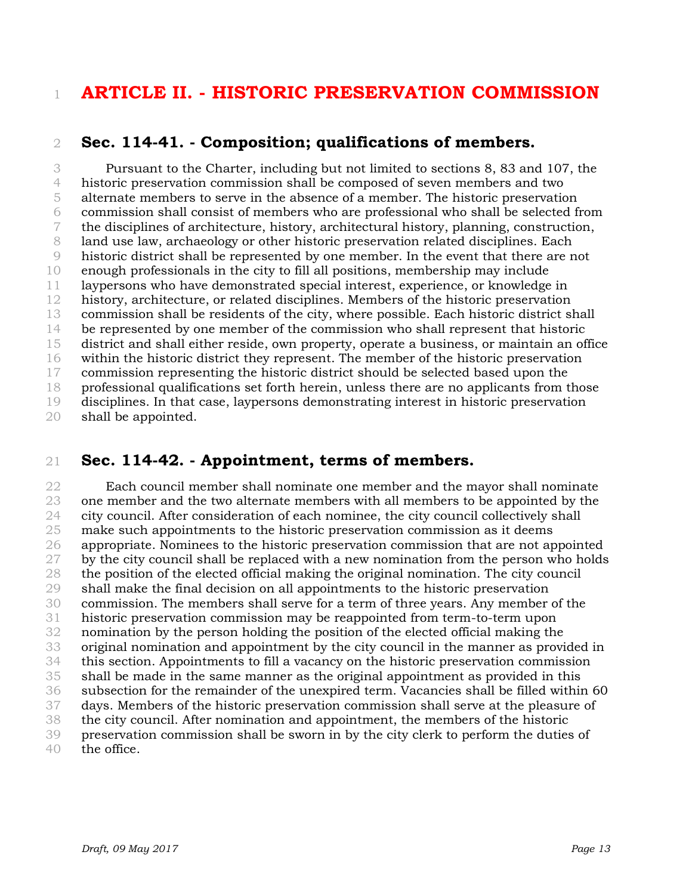# ARTICLE II. - HISTORIC PRESERVATION COMMISSION

## Sec. 114-41. - Composition; qualifications of members.

Pursuant to the Charter, including but not limited to sections 8, 83 and 107, the historic preservation commission shall be composed of seven members and two alternate members to serve in the absence of a member. The historic preservation commission shall consist of members who are professional who shall be selected from the disciplines of architecture, history, architectural history, planning, construction, land use law, archaeology or other historic preservation related disciplines. Each historic district shall be represented by one member. In the event that there are not enough professionals in the city to fill all positions, membership may include laypersons who have demonstrated special interest, experience, or knowledge in history, architecture, or related disciplines. Members of the historic preservation commission shall be residents of the city, where possible. Each historic district shall be represented by one member of the commission who shall represent that historic district and shall either reside, own property, operate a business, or maintain an office within the historic district they represent. The member of the historic preservation commission representing the historic district should be selected based upon the professional qualifications set forth herein, unless there are no applicants from those disciplines. In that case, laypersons demonstrating interest in historic preservation shall be appointed.

## Sec. 114-42. - Appointment, terms of members.

Each council member shall nominate one member and the mayor shall nominate one member and the two alternate members with all members to be appointed by the city council. After consideration of each nominee, the city council collectively shall make such appointments to the historic preservation commission as it deems appropriate. Nominees to the historic preservation commission that are not appointed by the city council shall be replaced with a new nomination from the person who holds the position of the elected official making the original nomination. The city council shall make the final decision on all appointments to the historic preservation commission. The members shall serve for a term of three years. Any member of the historic preservation commission may be reappointed from term-to-term upon nomination by the person holding the position of the elected official making the original nomination and appointment by the city council in the manner as provided in this section. Appointments to fill a vacancy on the historic preservation commission shall be made in the same manner as the original appointment as provided in this subsection for the remainder of the unexpired term. Vacancies shall be filled within 60 days. Members of the historic preservation commission shall serve at the pleasure of the city council. After nomination and appointment, the members of the historic preservation commission shall be sworn in by the city clerk to perform the duties of the office.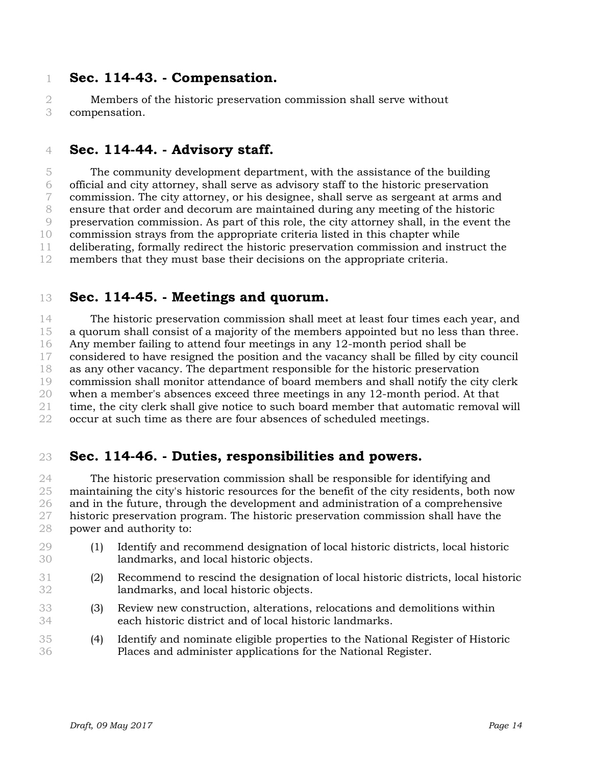## Sec. 114-43. - Compensation.

Members of the historic preservation commission shall serve without compensation.

## Sec. 114-44. - Advisory staff.

The community development department, with the assistance of the building official and city attorney, shall serve as advisory staff to the historic preservation commission. The city attorney, or his designee, shall serve as sergeant at arms and ensure that order and decorum are maintained during any meeting of the historic preservation commission. As part of this role, the city attorney shall, in the event the commission strays from the appropriate criteria listed in this chapter while deliberating, formally redirect the historic preservation commission and instruct the members that they must base their decisions on the appropriate criteria.

## Sec. 114-45. - Meetings and quorum.

The historic preservation commission shall meet at least four times each year, and a quorum shall consist of a majority of the members appointed but no less than three. Any member failing to attend four meetings in any 12-month period shall be considered to have resigned the position and the vacancy shall be filled by city council as any other vacancy. The department responsible for the historic preservation commission shall monitor attendance of board members and shall notify the city clerk when a member's absences exceed three meetings in any 12-month period. At that time, the city clerk shall give notice to such board member that automatic removal will occur at such time as there are four absences of scheduled meetings.

## Sec. 114-46. - Duties, responsibilities and powers.

The historic preservation commission shall be responsible for identifying and maintaining the city's historic resources for the benefit of the city residents, both now and in the future, through the development and administration of a comprehensive historic preservation program. The historic preservation commission shall have the power and authority to:

(1) Identify and recommend designation of local historic districts, local historic landmarks, and local historic objects.

(2) Recommend to rescind the designation of local historic districts, local historic landmarks, and local historic objects.

(3) Review new construction, alterations, relocations and demolitions within each historic district and of local historic landmarks.

(4) Identify and nominate eligible properties to the National Register of Historic Places and administer applications for the National Register.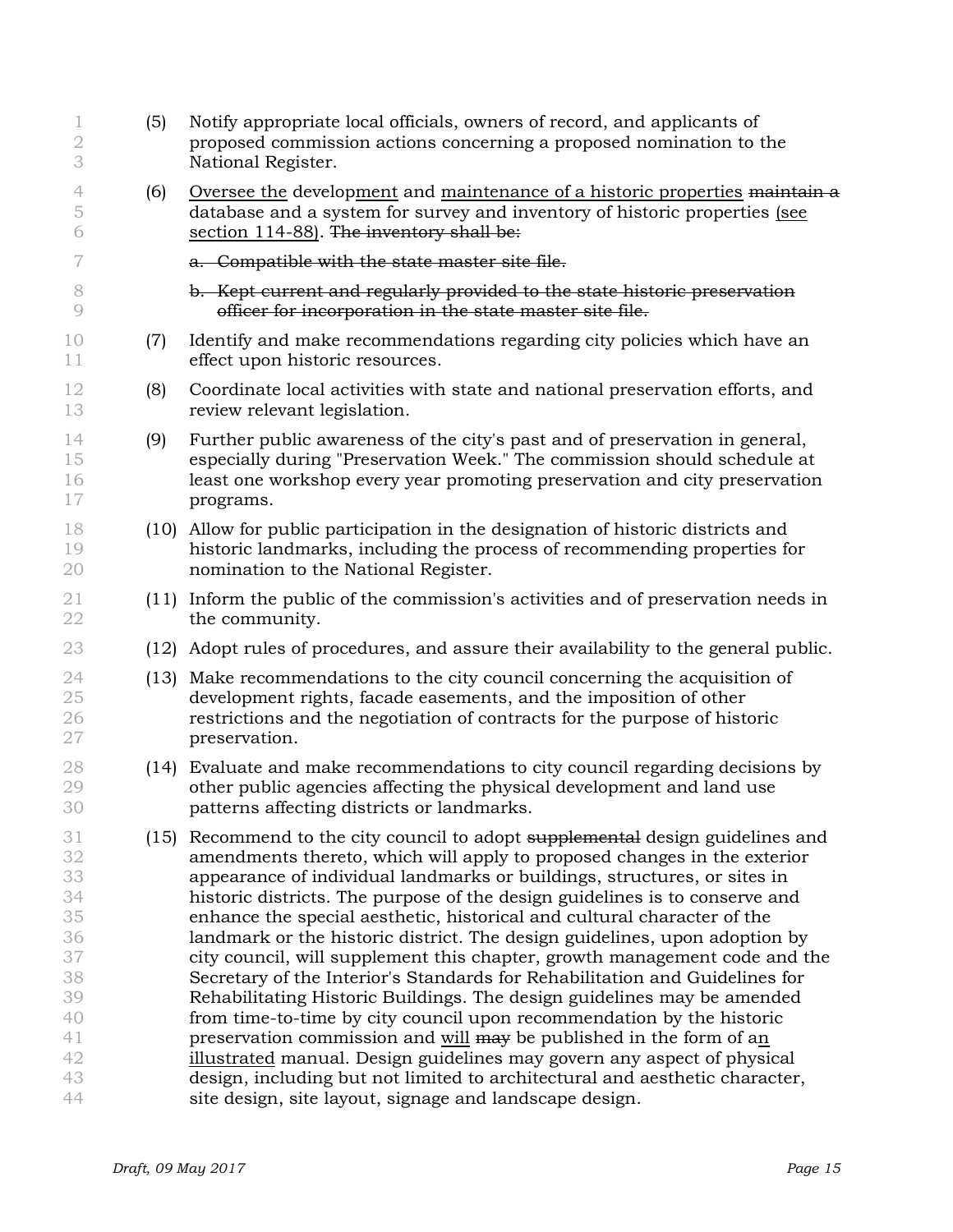(5) Notify appropriate local officials, owners of record, and applicants of proposed commission actions concerning a proposed nomination to the National Register.

(6) <u>Oversee the</u> develop<u>ment</u> and <u>maintenance of a historic properties</u> ~~maintain a~~ database and a system for survey and inventory of historic properties <u>(see section 114-88)</u>. ~~The inventory shall be:~~

~~a. Compatible with the state master site file.~~

~~b. Kept current and regularly provided to the state historic preservation officer for incorporation in the state master site file.~~

(7) Identify and make recommendations regarding city policies which have an effect upon historic resources.

(8) Coordinate local activities with state and national preservation efforts, and review relevant legislation.

(9) Further public awareness of the city's past and of preservation in general, especially during "Preservation Week." The commission should schedule at least one workshop every year promoting preservation and city preservation programs.

(10) Allow for public participation in the designation of historic districts and historic landmarks, including the process of recommending properties for nomination to the National Register.

(11) Inform the public of the commission's activities and of preservation needs in the community.

(12) Adopt rules of procedures, and assure their availability to the general public.

(13) Make recommendations to the city council concerning the acquisition of development rights, facade easements, and the imposition of other restrictions and the negotiation of contracts for the purpose of historic preservation.

(14) Evaluate and make recommendations to city council regarding decisions by other public agencies affecting the physical development and land use patterns affecting districts or landmarks.

(15) Recommend to the city council to adopt ~~supplemental~~ design guidelines and amendments thereto, which will apply to proposed changes in the exterior appearance of individual landmarks or buildings, structures, or sites in historic districts. The purpose of the design guidelines is to conserve and enhance the special aesthetic, historical and cultural character of the landmark or the historic district. The design guidelines, upon adoption by city council, will supplement this chapter, growth management code and the Secretary of the Interior's Standards for Rehabilitation and Guidelines for Rehabilitating Historic Buildings. The design guidelines may be amended from time-to-time by city council upon recommendation by the historic preservation commission and <u>will</u> ~~may~~ be published in the form of a<u>n illustrated</u> manual. Design guidelines may govern any aspect of physical design, including but not limited to architectural and aesthetic character, site design, site layout, signage and landscape design.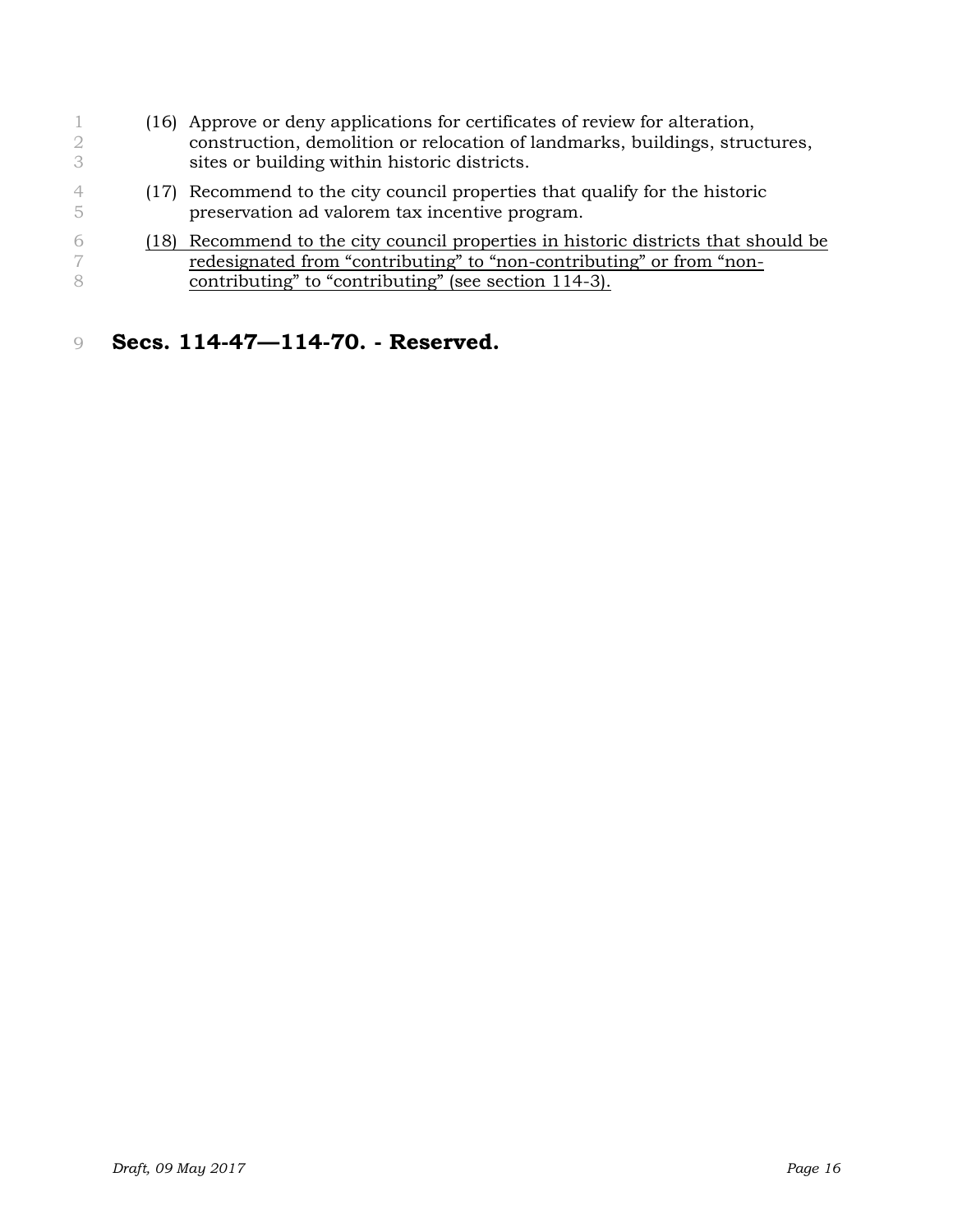(16) Approve or deny applications for certificates of review for alteration, construction, demolition or relocation of landmarks, buildings, structures, sites or building within historic districts.

(17) Recommend to the city council properties that qualify for the historic preservation ad valorem tax incentive program.

<u>(18) Recommend to the city council properties in historic districts that should be redesignated from “contributing” to “non-contributing” or from “non-contributing” to “contributing” (see section 114-3).</u>

## Secs. 114-47—114-70. - Reserved.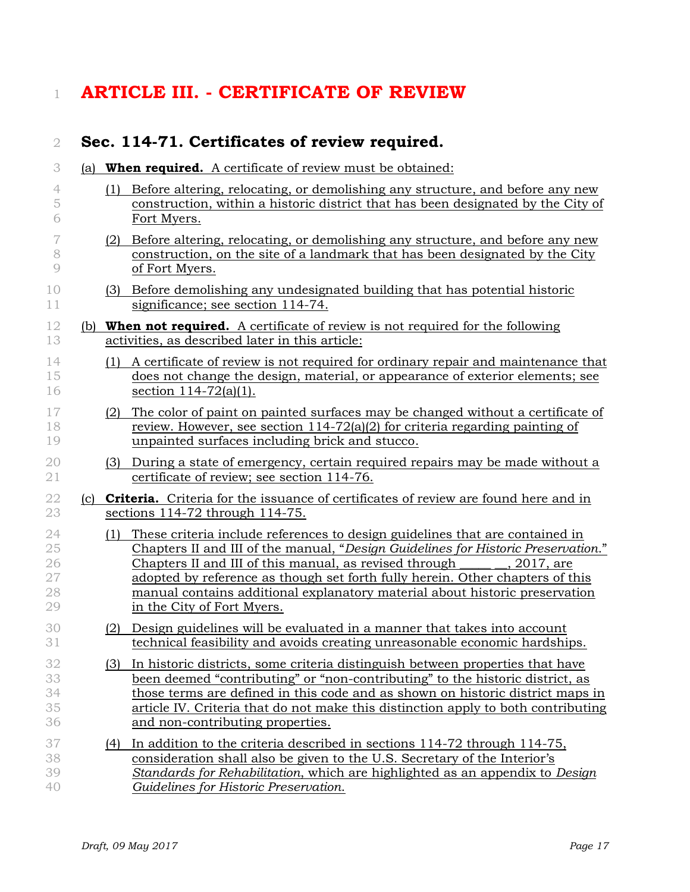# ARTICLE III. - CERTIFICATE OF REVIEW

## Sec. 114-71. Certificates of review required.

(a) **When required.** A certificate of review must be obtained:

(1) Before altering, relocating, or demolishing any structure, and before any new construction, within a historic district that has been designated by the City of Fort Myers.

(2) Before altering, relocating, or demolishing any structure, and before any new construction, on the site of a landmark that has been designated by the City of Fort Myers.

(3) Before demolishing any undesignated building that has potential historic significance; see section 114-74.

(b) **When not required.** A certificate of review is not required for the following activities, as described later in this article:

(1) A certificate of review is not required for ordinary repair and maintenance that does not change the design, material, or appearance of exterior elements; see section 114-72(a)(1).

(2) The color of paint on painted surfaces may be changed without a certificate of review. However, see section 114-72(a)(2) for criteria regarding painting of unpainted surfaces including brick and stucco.

(3) During a state of emergency, certain required repairs may be made without a certificate of review; see section 114-76.

(c) **Criteria.** Criteria for the issuance of certificates of review are found here and in sections 114-72 through 114-75.

(1) These criteria include references to design guidelines that are contained in Chapters II and III of the manual, "*Design Guidelines for Historic Preservation.*" Chapters II and III of this manual, as revised through _____ __, 2017, are adopted by reference as though set forth fully herein. Other chapters of this manual contains additional explanatory material about historic preservation in the City of Fort Myers.

(2) Design guidelines will be evaluated in a manner that takes into account technical feasibility and avoids creating unreasonable economic hardships.

(3) In historic districts, some criteria distinguish between properties that have been deemed "contributing" or "non-contributing" to the historic district, as those terms are defined in this code and as shown on historic district maps in article IV. Criteria that do not make this distinction apply to both contributing and non-contributing properties.

(4) In addition to the criteria described in sections 114-72 through 114-75, consideration shall also be given to the U.S. Secretary of the Interior's *Standards for Rehabilitation*, which are highlighted as an appendix to *Design Guidelines for Historic Preservation.*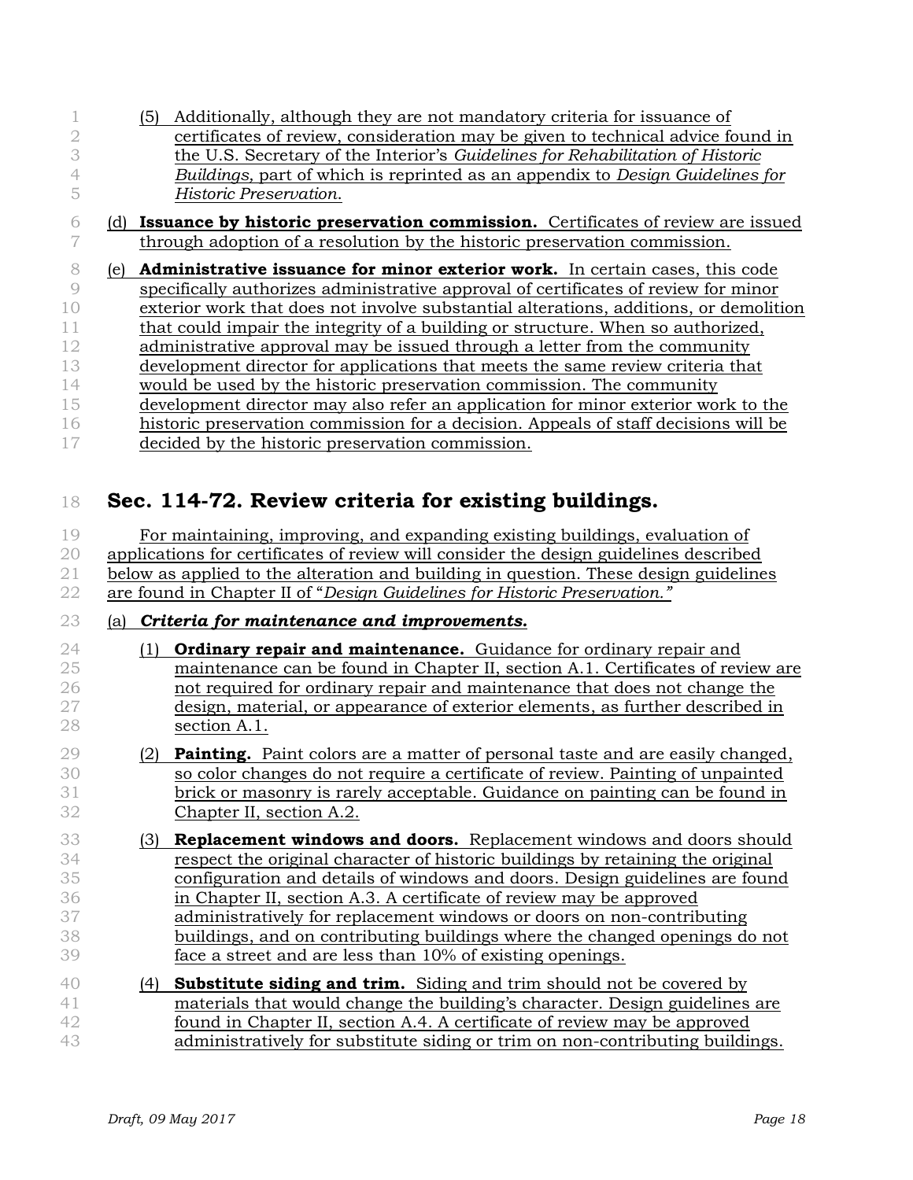(5) Additionally, although they are not mandatory criteria for issuance of certificates of review, consideration may be given to technical advice found in the U.S. Secretary of the Interior's *Guidelines for Rehabilitation of Historic Buildings,* part of which is reprinted as an appendix to *Design Guidelines for Historic Preservation.*

(d) **Issuance by historic preservation commission.** Certificates of review are issued through adoption of a resolution by the historic preservation commission.

(e) **Administrative issuance for minor exterior work.** In certain cases, this code specifically authorizes administrative approval of certificates of review for minor exterior work that does not involve substantial alterations, additions, or demolition that could impair the integrity of a building or structure. When so authorized, administrative approval may be issued through a letter from the community development director for applications that meets the same review criteria that would be used by the historic preservation commission. The community development director may also refer an application for minor exterior work to the historic preservation commission for a decision. Appeals of staff decisions will be decided by the historic preservation commission.

## Sec. 114-72. Review criteria for existing buildings.

For maintaining, improving, and expanding existing buildings, evaluation of applications for certificates of review will consider the design guidelines described below as applied to the alteration and building in question. These design guidelines are found in Chapter II of "*Design Guidelines for Historic Preservation.*"

(a) ***Criteria for maintenance and improvements.***

(1) **Ordinary repair and maintenance.** Guidance for ordinary repair and maintenance can be found in Chapter II, section A.1. Certificates of review are not required for ordinary repair and maintenance that does not change the design, material, or appearance of exterior elements, as further described in section A.1.

(2) **Painting.** Paint colors are a matter of personal taste and are easily changed, so color changes do not require a certificate of review. Painting of unpainted brick or masonry is rarely acceptable. Guidance on painting can be found in Chapter II, section A.2.

(3) **Replacement windows and doors.** Replacement windows and doors should respect the original character of historic buildings by retaining the original configuration and details of windows and doors. Design guidelines are found in Chapter II, section A.3. A certificate of review may be approved administratively for replacement windows or doors on non-contributing buildings, and on contributing buildings where the changed openings do not face a street and are less than 10% of existing openings.

(4) **Substitute siding and trim.** Siding and trim should not be covered by materials that would change the building's character. Design guidelines are found in Chapter II, section A.4. A certificate of review may be approved administratively for substitute siding or trim on non-contributing buildings.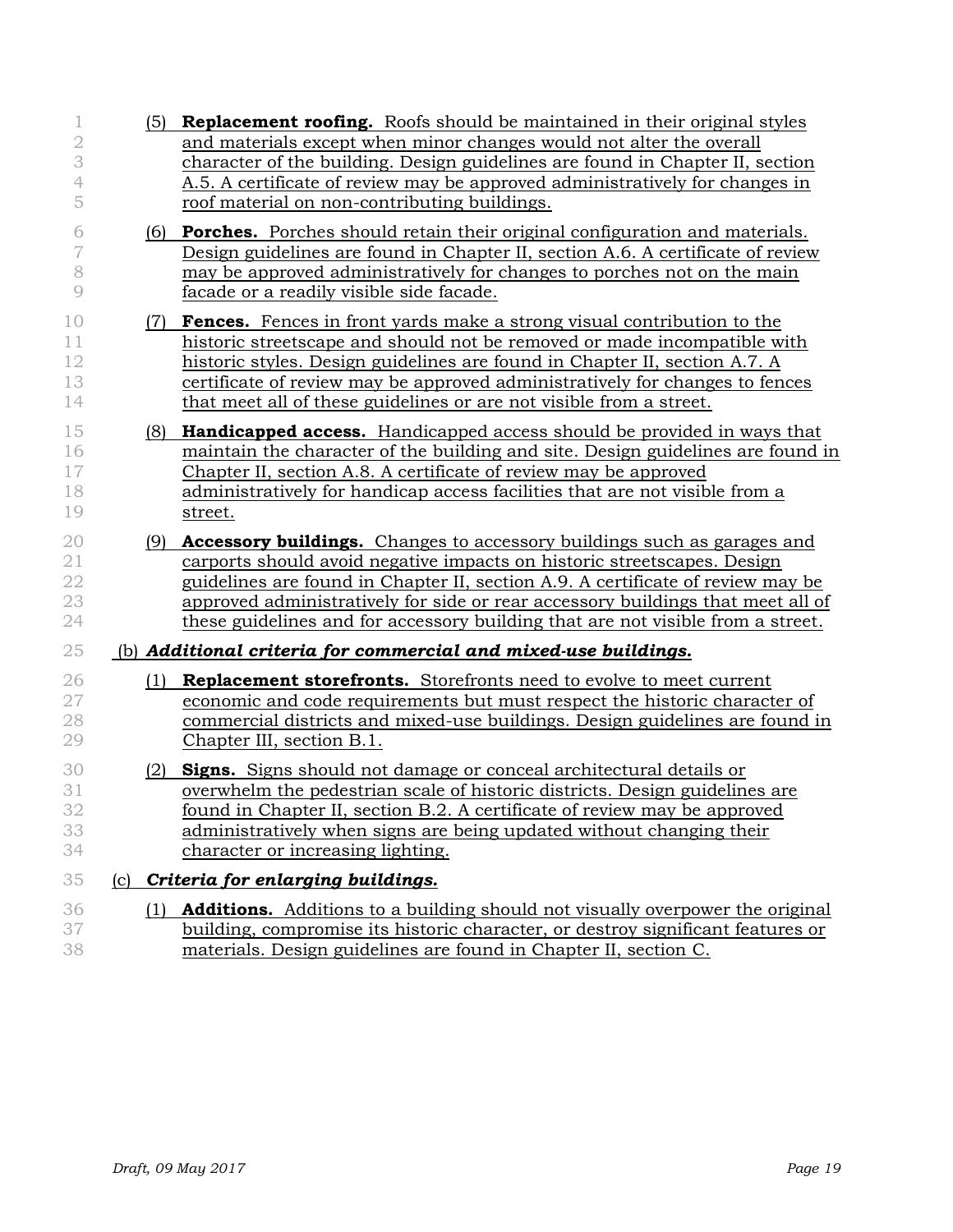(5) **Replacement roofing.** Roofs should be maintained in their original styles and materials except when minor changes would not alter the overall character of the building. Design guidelines are found in Chapter II, section A.5. A certificate of review may be approved administratively for changes in roof material on non-contributing buildings.

(6) **Porches.** Porches should retain their original configuration and materials. Design guidelines are found in Chapter II, section A.6. A certificate of review may be approved administratively for changes to porches not on the main facade or a readily visible side facade.

(7) **Fences.** Fences in front yards make a strong visual contribution to the historic streetscape and should not be removed or made incompatible with historic styles. Design guidelines are found in Chapter II, section A.7. A certificate of review may be approved administratively for changes to fences that meet all of these guidelines or are not visible from a street.

(8) **Handicapped access.** Handicapped access should be provided in ways that maintain the character of the building and site. Design guidelines are found in Chapter II, section A.8. A certificate of review may be approved administratively for handicap access facilities that are not visible from a street.

(9) **Accessory buildings.** Changes to accessory buildings such as garages and carports should avoid negative impacts on historic streetscapes. Design guidelines are found in Chapter II, section A.9. A certificate of review may be approved administratively for side or rear accessory buildings that meet all of these guidelines and for accessory building that are not visible from a street.

(b) ***Additional criteria for commercial and mixed-use buildings.***

(1) **Replacement storefronts.** Storefronts need to evolve to meet current economic and code requirements but must respect the historic character of commercial districts and mixed-use buildings. Design guidelines are found in Chapter III, section B.1.

(2) **Signs.** Signs should not damage or conceal architectural details or overwhelm the pedestrian scale of historic districts. Design guidelines are found in Chapter II, section B.2. A certificate of review may be approved administratively when signs are being updated without changing their character or increasing lighting.

(c) ***Criteria for enlarging buildings.***

(1) **Additions.** Additions to a building should not visually overpower the original building, compromise its historic character, or destroy significant features or materials. Design guidelines are found in Chapter II, section C.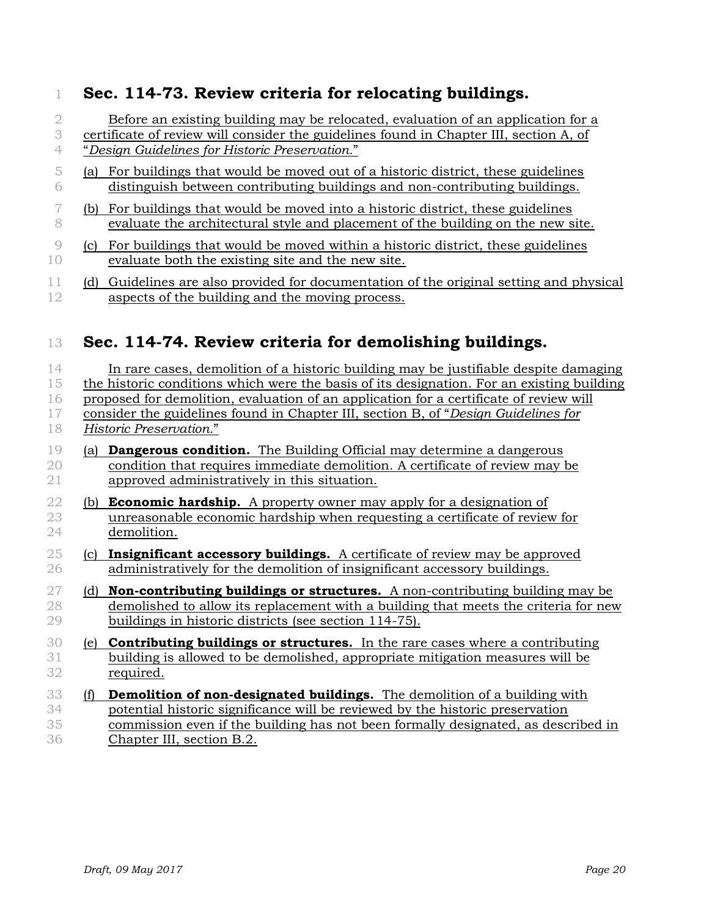## Sec. 114-73. Review criteria for relocating buildings.

Before an existing building may be relocated, evaluation of an application for a certificate of review will consider the guidelines found in Chapter III, section A, of "*Design Guidelines for Historic Preservation.*"

(a) For buildings that would be moved out of a historic district, these guidelines distinguish between contributing buildings and non-contributing buildings.

(b) For buildings that would be moved into a historic district, these guidelines evaluate the architectural style and placement of the building on the new site.

(c) For buildings that would be moved within a historic district, these guidelines evaluate both the existing site and the new site.

(d) Guidelines are also provided for documentation of the original setting and physical aspects of the building and the moving process.

## Sec. 114-74. Review criteria for demolishing buildings.

In rare cases, demolition of a historic building may be justifiable despite damaging the historic conditions which were the basis of its designation. For an existing building proposed for demolition, evaluation of an application for a certificate of review will consider the guidelines found in Chapter III, section B, of "*Design Guidelines for Historic Preservation.*"

(a) **Dangerous condition.** The Building Official may determine a dangerous condition that requires immediate demolition. A certificate of review may be approved administratively in this situation.

(b) **Economic hardship.** A property owner may apply for a designation of unreasonable economic hardship when requesting a certificate of review for demolition.

(c) **Insignificant accessory buildings.** A certificate of review may be approved administratively for the demolition of insignificant accessory buildings.

(d) **Non-contributing buildings or structures.** A non-contributing building may be demolished to allow its replacement with a building that meets the criteria for new buildings in historic districts (see section 114-75).

(e) **Contributing buildings or structures.** In the rare cases where a contributing building is allowed to be demolished, appropriate mitigation measures will be required.

(f) **Demolition of non-designated buildings.** The demolition of a building with potential historic significance will be reviewed by the historic preservation commission even if the building has not been formally designated, as described in Chapter III, section B.2.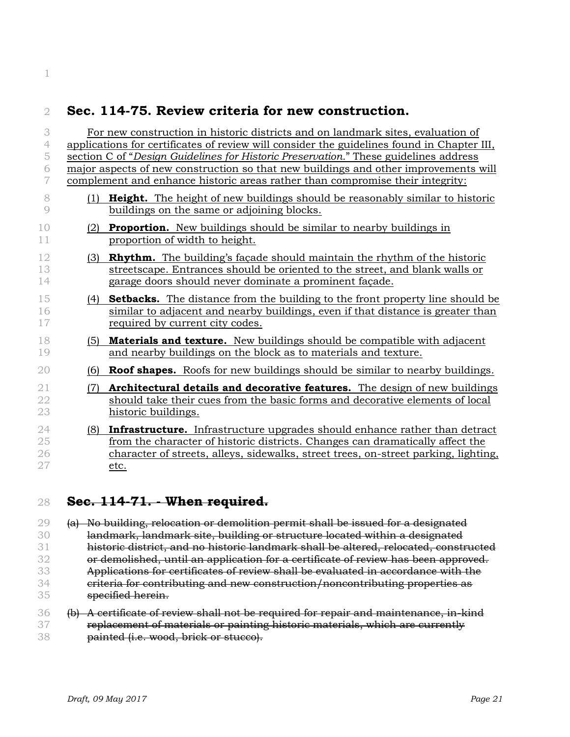## Sec. 114-75. Review criteria for new construction.

For new construction in historic districts and on landmark sites, evaluation of applications for certificates of review will consider the guidelines found in Chapter III, section C of "*Design Guidelines for Historic Preservation.*" These guidelines address major aspects of new construction so that new buildings and other improvements will complement and enhance historic areas rather than compromise their integrity:

(1) **Height.** The height of new buildings should be reasonably similar to historic buildings on the same or adjoining blocks.

(2) **Proportion.** New buildings should be similar to nearby buildings in proportion of width to height.

(3) **Rhythm.** The building's façade should maintain the rhythm of the historic streetscape. Entrances should be oriented to the street, and blank walls or garage doors should never dominate a prominent façade.

(4) **Setbacks.** The distance from the building to the front property line should be similar to adjacent and nearby buildings, even if that distance is greater than required by current city codes.

(5) **Materials and texture.** New buildings should be compatible with adjacent and nearby buildings on the block as to materials and texture.

(6) **Roof shapes.** Roofs for new buildings should be similar to nearby buildings.

(7) **Architectural details and decorative features.** The design of new buildings should take their cues from the basic forms and decorative elements of local historic buildings.

(8) **Infrastructure.** Infrastructure upgrades should enhance rather than detract from the character of historic districts. Changes can dramatically affect the character of streets, alleys, sidewalks, street trees, on-street parking, lighting, etc.

## ~~Sec. 114-71. - When required.~~

~~(a) No building, relocation or demolition permit shall be issued for a designated landmark, landmark site, building or structure located within a designated historic district, and no historic landmark shall be altered, relocated, constructed or demolished, until an application for a certificate of review has been approved. Applications for certificates of review shall be evaluated in accordance with the criteria for contributing and new construction/noncontributing properties as specified herein.~~

~~(b) A certificate of review shall not be required for repair and maintenance, in-kind replacement of materials or painting historic materials, which are currently painted (i.e. wood, brick or stucco).~~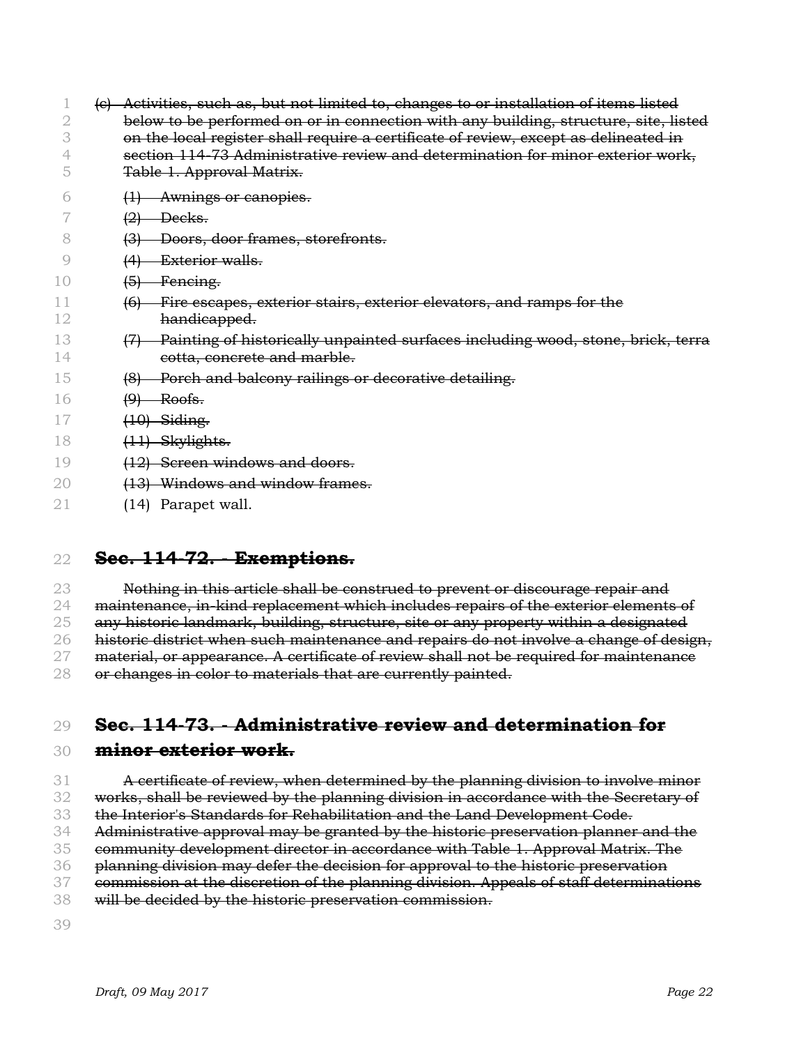~~(c) Activities, such as, but not limited to, changes to or installation of items listed below to be performed on or in connection with any building, structure, site, listed on the local register shall require a certificate of review, except as delineated in section 114-73 Administrative review and determination for minor exterior work, Table 1. Approval Matrix.~~

~~(1) Awnings or canopies.~~

~~(2) Decks.~~

~~(3) Doors, door frames, storefronts.~~

~~(4) Exterior walls.~~

~~(5) Fencing.~~

~~(6) Fire escapes, exterior stairs, exterior elevators, and ramps for the handicapped.~~

~~(7) Painting of historically unpainted surfaces including wood, stone, brick, terra cotta, concrete and marble.~~

~~(8) Porch and balcony railings or decorative detailing.~~

~~(9) Roofs.~~

~~(10) Siding.~~

~~(11) Skylights.~~

~~(12) Screen windows and doors.~~

~~(13) Windows and window frames.~~

(14) Parapet wall.

## ~~Sec. 114-72. - Exemptions.~~

~~Nothing in this article shall be construed to prevent or discourage repair and maintenance, in-kind replacement which includes repairs of the exterior elements of any historic landmark, building, structure, site or any property within a designated historic district when such maintenance and repairs do not involve a change of design, material, or appearance. A certificate of review shall not be required for maintenance or changes in color to materials that are currently painted.~~

## ~~Sec. 114-73. - Administrative review and determination for minor exterior work.~~

~~A certificate of review, when determined by the planning division to involve minor works, shall be reviewed by the planning division in accordance with the Secretary of the Interior's Standards for Rehabilitation and the Land Development Code. Administrative approval may be granted by the historic preservation planner and the community development director in accordance with Table 1. Approval Matrix. The planning division may defer the decision for approval to the historic preservation commission at the discretion of the planning division. Appeals of staff determinations will be decided by the historic preservation commission.~~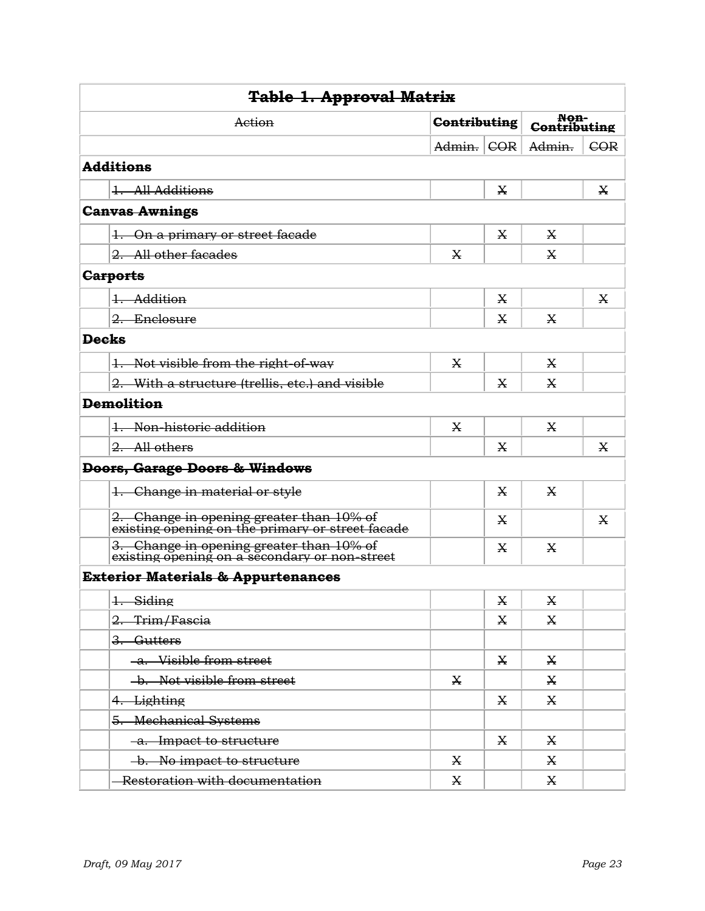| ~~**Table 1. Approval Matrix**~~ | | | | |
|---|---|---|---|---|
| ~~Action~~ | ~~**Contributing**~~ | | ~~**Non-Contributing**~~ | |
| | ~~Admin.~~ | ~~COR~~ | ~~Admin.~~ | ~~COR~~ |
| **Additions** | | | | |
| ~~1. All Additions~~ | | ~~X~~ | | ~~X~~ |
| ~~**Canvas Awnings**~~ | | | | |
| ~~1. On a primary or street facade~~ | | ~~X~~ | ~~X~~ | |
| ~~2. All other facades~~ | ~~X~~ | | ~~X~~ | |
| ~~**Carports**~~ | | | | |
| ~~1. Addition~~ | | ~~X~~ | | ~~X~~ |
| ~~2. Enclosure~~ | | ~~X~~ | ~~X~~ | |
| ~~**Decks**~~ | | | | |
| ~~1. Not visible from the right-of-way~~ | ~~X~~ | | ~~X~~ | |
| ~~2. With a structure (trellis, etc.) and visible~~ | | ~~X~~ | ~~X~~ | |
| ~~**Demolition**~~ | | | | |
| ~~1. Non-historic addition~~ | ~~X~~ | | ~~X~~ | |
| ~~2. All others~~ | | ~~X~~ | | ~~X~~ |
| ~~**Doors, Garage Doors & Windows**~~ | | | | |
| ~~1. Change in material or style~~ | | ~~X~~ | ~~X~~ | |
| ~~2. Change in opening greater than 10% of existing opening on the primary or street facade~~ | | ~~X~~ | | ~~X~~ |
| ~~3. Change in opening greater than 10% of existing opening on a secondary or non-street~~ | | ~~X~~ | ~~X~~ | |
| ~~**Exterior Materials & Appurtenances**~~ | | | | |
| ~~1. Siding~~ | | ~~X~~ | ~~X~~ | |
| ~~2. Trim/Fascia~~ | | ~~X~~ | ~~X~~ | |
| ~~3. Gutters~~ | | | | |
| ~~a. Visible from street~~ | | ~~X~~ | ~~X~~ | |
| ~~b. Not visible from street~~ | ~~X~~ | | ~~X~~ | |
| ~~4. Lighting~~ | | ~~X~~ | ~~X~~ | |
| ~~5. Mechanical Systems~~ | | | | |
| ~~a. Impact to structure~~ | | ~~X~~ | ~~X~~ | |
| ~~b. No impact to structure~~ | ~~X~~ | | ~~X~~ | |
| ~~Restoration with documentation~~ | ~~X~~ | | ~~X~~ | |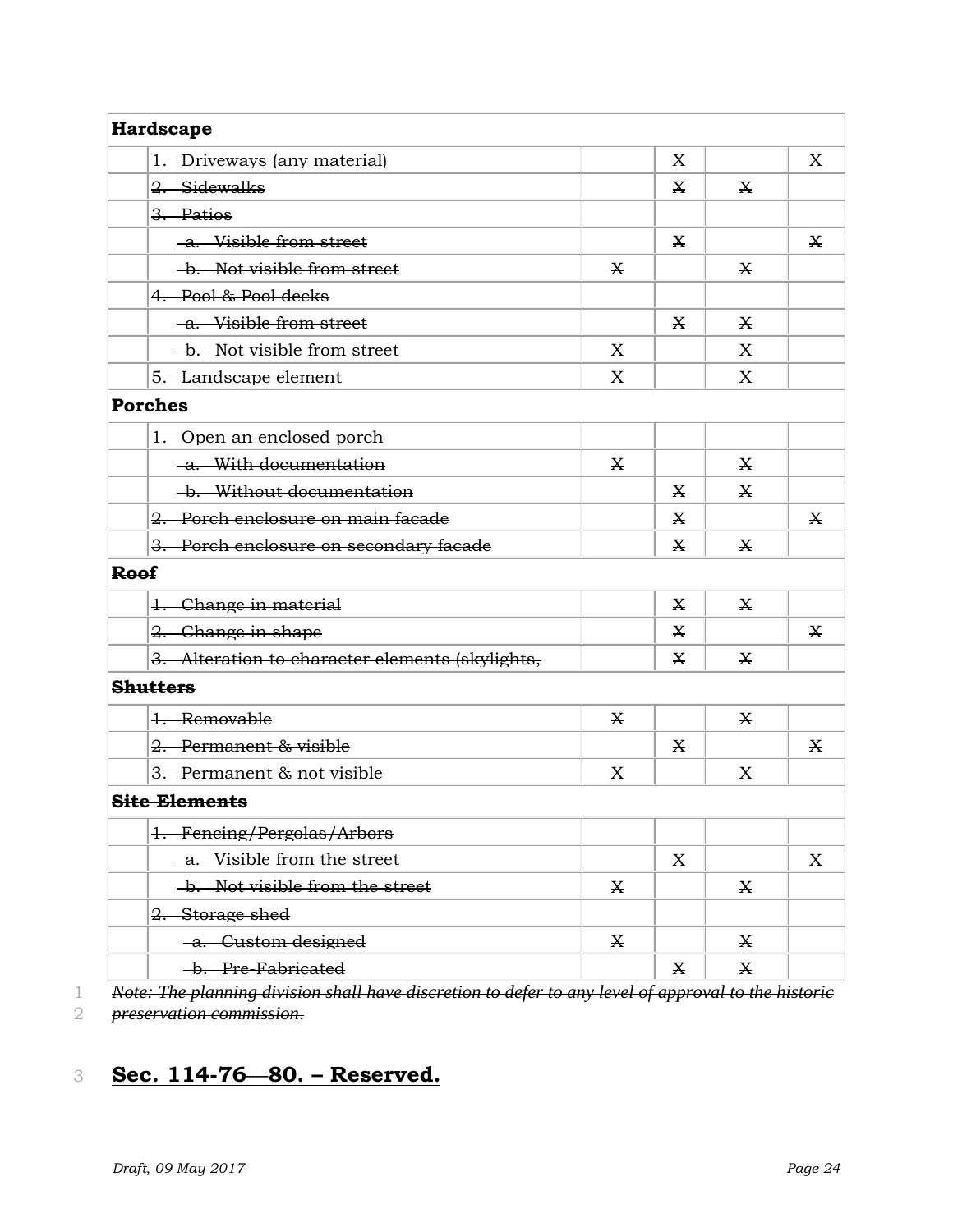| ~~Hardscape~~ | | | | | |
|---|---|---|---|---|---|
| | ~~1. Driveways (any material)~~ | | ~~X~~ | | ~~X~~ |
| | ~~2. Sidewalks~~ | | ~~X~~ | ~~X~~ | |
| | ~~3. Patios~~ | | | | |
| | ~~a. Visible from street~~ | | ~~X~~ | | ~~X~~ |
| | ~~b. Not visible from street~~ | ~~X~~ | | ~~X~~ | |
| | ~~4. Pool & Pool decks~~ | | | | |
| | ~~a. Visible from street~~ | | ~~X~~ | ~~X~~ | |
| | ~~b. Not visible from street~~ | ~~X~~ | | ~~X~~ | |
| | ~~5. Landscape element~~ | ~~X~~ | | ~~X~~ | |
| ~~Porches~~ | | | | | |
| | ~~1. Open an enclosed porch~~ | | | | |
| | ~~a. With documentation~~ | ~~X~~ | | ~~X~~ | |
| | ~~b. Without documentation~~ | | ~~X~~ | ~~X~~ | |
| | ~~2. Porch enclosure on main facade~~ | | ~~X~~ | | ~~X~~ |
| | ~~3. Porch enclosure on secondary facade~~ | | ~~X~~ | ~~X~~ | |
| ~~Roof~~ | | | | | |
| | ~~1. Change in material~~ | | ~~X~~ | ~~X~~ | |
| | ~~2. Change in shape~~ | | ~~X~~ | | ~~X~~ |
| | ~~3. Alteration to character elements (skylights,~~ | | ~~X~~ | ~~X~~ | |
| ~~Shutters~~ | | | | | |
| | ~~1. Removable~~ | ~~X~~ | | ~~X~~ | |
| | ~~2. Permanent & visible~~ | | ~~X~~ | | ~~X~~ |
| | ~~3. Permanent & not visible~~ | ~~X~~ | | ~~X~~ | |
| ~~Site Elements~~ | | | | | |
| | ~~1. Fencing/Pergolas/Arbors~~ | | | | |
| | ~~a. Visible from the street~~ | | ~~X~~ | | ~~X~~ |
| | ~~b. Not visible from the street~~ | ~~X~~ | | ~~X~~ | |
| | ~~2. Storage shed~~ | | | | |
| | ~~a. Custom designed~~ | ~~X~~ | | ~~X~~ | |
| | ~~b. Pre-Fabricated~~ | | ~~X~~ | ~~X~~ | |

~~*Note: The planning division shall have discretion to defer to any level of approval to the historic preservation commission.*~~

## Sec. 114-76—80. – Reserved.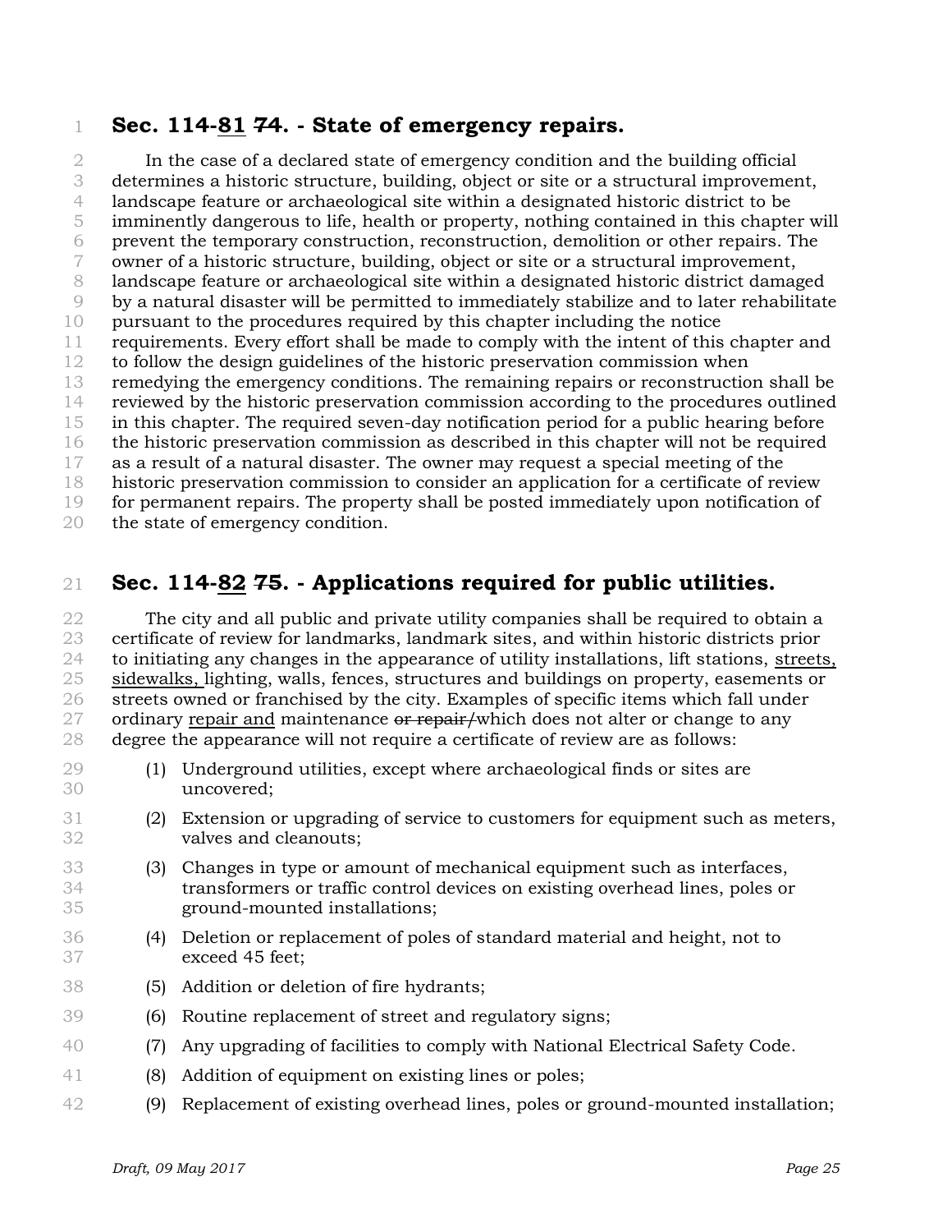## Sec. 114-<u>81</u> ~~74~~. - State of emergency repairs.

In the case of a declared state of emergency condition and the building official determines a historic structure, building, object or site or a structural improvement, landscape feature or archaeological site within a designated historic district to be imminently dangerous to life, health or property, nothing contained in this chapter will prevent the temporary construction, reconstruction, demolition or other repairs. The owner of a historic structure, building, object or site or a structural improvement, landscape feature or archaeological site within a designated historic district damaged by a natural disaster will be permitted to immediately stabilize and to later rehabilitate pursuant to the procedures required by this chapter including the notice requirements. Every effort shall be made to comply with the intent of this chapter and to follow the design guidelines of the historic preservation commission when remedying the emergency conditions. The remaining repairs or reconstruction shall be reviewed by the historic preservation commission according to the procedures outlined in this chapter. The required seven-day notification period for a public hearing before the historic preservation commission as described in this chapter will not be required as a result of a natural disaster. The owner may request a special meeting of the historic preservation commission to consider an application for a certificate of review for permanent repairs. The property shall be posted immediately upon notification of the state of emergency condition.

## Sec. 114-<u>82</u> ~~75~~. - Applications required for public utilities.

The city and all public and private utility companies shall be required to obtain a certificate of review for landmarks, landmark sites, and within historic districts prior to initiating any changes in the appearance of utility installations, lift stations, <u>streets, sidewalks,</u> lighting, walls, fences, structures and buildings on property, easements or streets owned or franchised by the city. Examples of specific items which fall under ordinary <u>repair and</u> maintenance ~~or repair/~~which does not alter or change to any degree the appearance will not require a certificate of review are as follows:

(1) Underground utilities, except where archaeological finds or sites are uncovered;

(2) Extension or upgrading of service to customers for equipment such as meters, valves and cleanouts;

(3) Changes in type or amount of mechanical equipment such as interfaces, transformers or traffic control devices on existing overhead lines, poles or ground-mounted installations;

(4) Deletion or replacement of poles of standard material and height, not to exceed 45 feet;

(5) Addition or deletion of fire hydrants;

(6) Routine replacement of street and regulatory signs;

(7) Any upgrading of facilities to comply with National Electrical Safety Code.

(8) Addition of equipment on existing lines or poles;

(9) Replacement of existing overhead lines, poles or ground-mounted installation;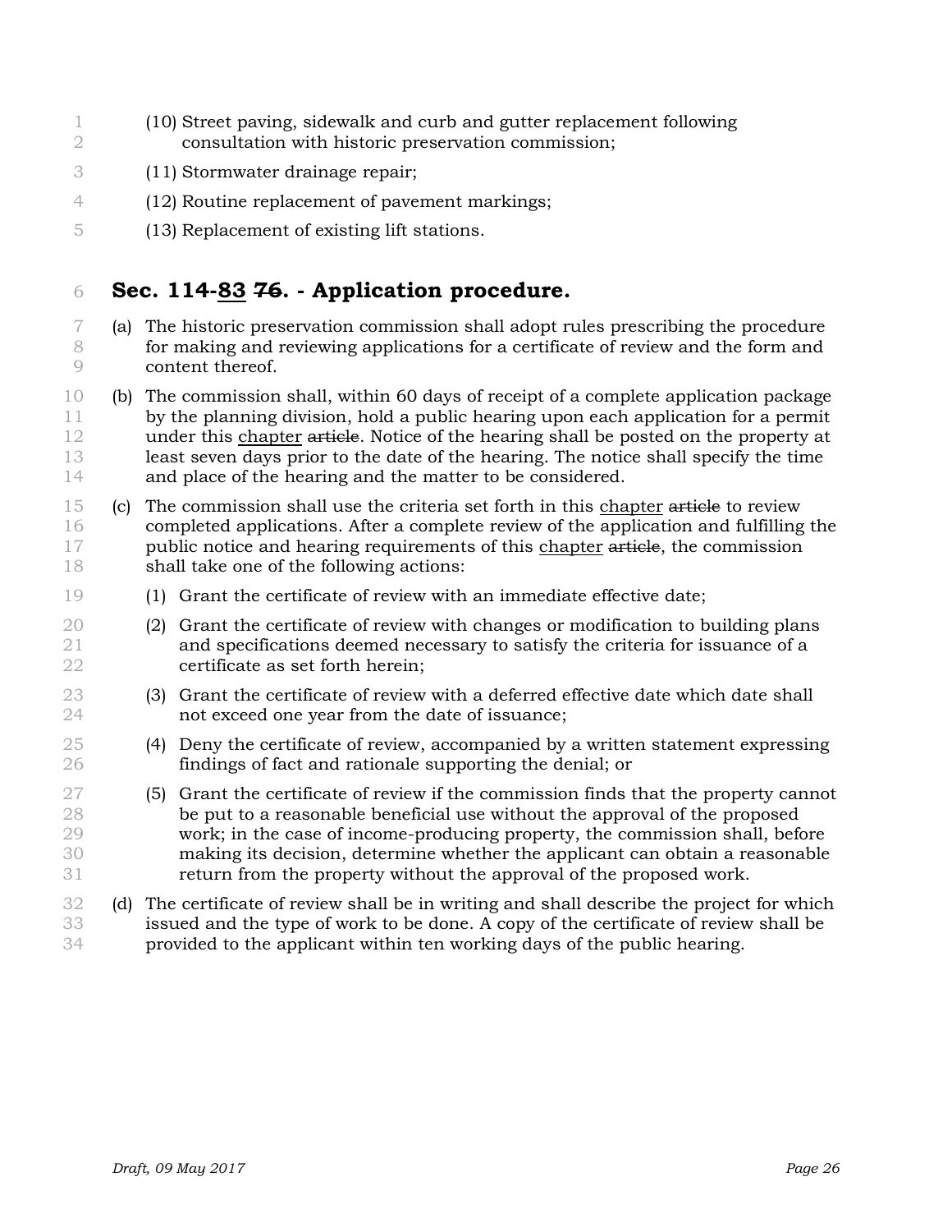(10) Street paving, sidewalk and curb and gutter replacement following consultation with historic preservation commission;

(11) Stormwater drainage repair;

(12) Routine replacement of pavement markings;

(13) Replacement of existing lift stations.

## Sec. 114-<u>83</u> ~~76~~. - Application procedure.

(a) The historic preservation commission shall adopt rules prescribing the procedure for making and reviewing applications for a certificate of review and the form and content thereof.

(b) The commission shall, within 60 days of receipt of a complete application package by the planning division, hold a public hearing upon each application for a permit under this <u>chapter</u> ~~article~~. Notice of the hearing shall be posted on the property at least seven days prior to the date of the hearing. The notice shall specify the time and place of the hearing and the matter to be considered.

(c) The commission shall use the criteria set forth in this <u>chapter</u> ~~article~~ to review completed applications. After a complete review of the application and fulfilling the public notice and hearing requirements of this <u>chapter</u> ~~article~~, the commission shall take one of the following actions:

(1) Grant the certificate of review with an immediate effective date;

(2) Grant the certificate of review with changes or modification to building plans and specifications deemed necessary to satisfy the criteria for issuance of a certificate as set forth herein;

(3) Grant the certificate of review with a deferred effective date which date shall not exceed one year from the date of issuance;

(4) Deny the certificate of review, accompanied by a written statement expressing findings of fact and rationale supporting the denial; or

(5) Grant the certificate of review if the commission finds that the property cannot be put to a reasonable beneficial use without the approval of the proposed work; in the case of income-producing property, the commission shall, before making its decision, determine whether the applicant can obtain a reasonable return from the property without the approval of the proposed work.

(d) The certificate of review shall be in writing and shall describe the project for which issued and the type of work to be done. A copy of the certificate of review shall be provided to the applicant within ten working days of the public hearing.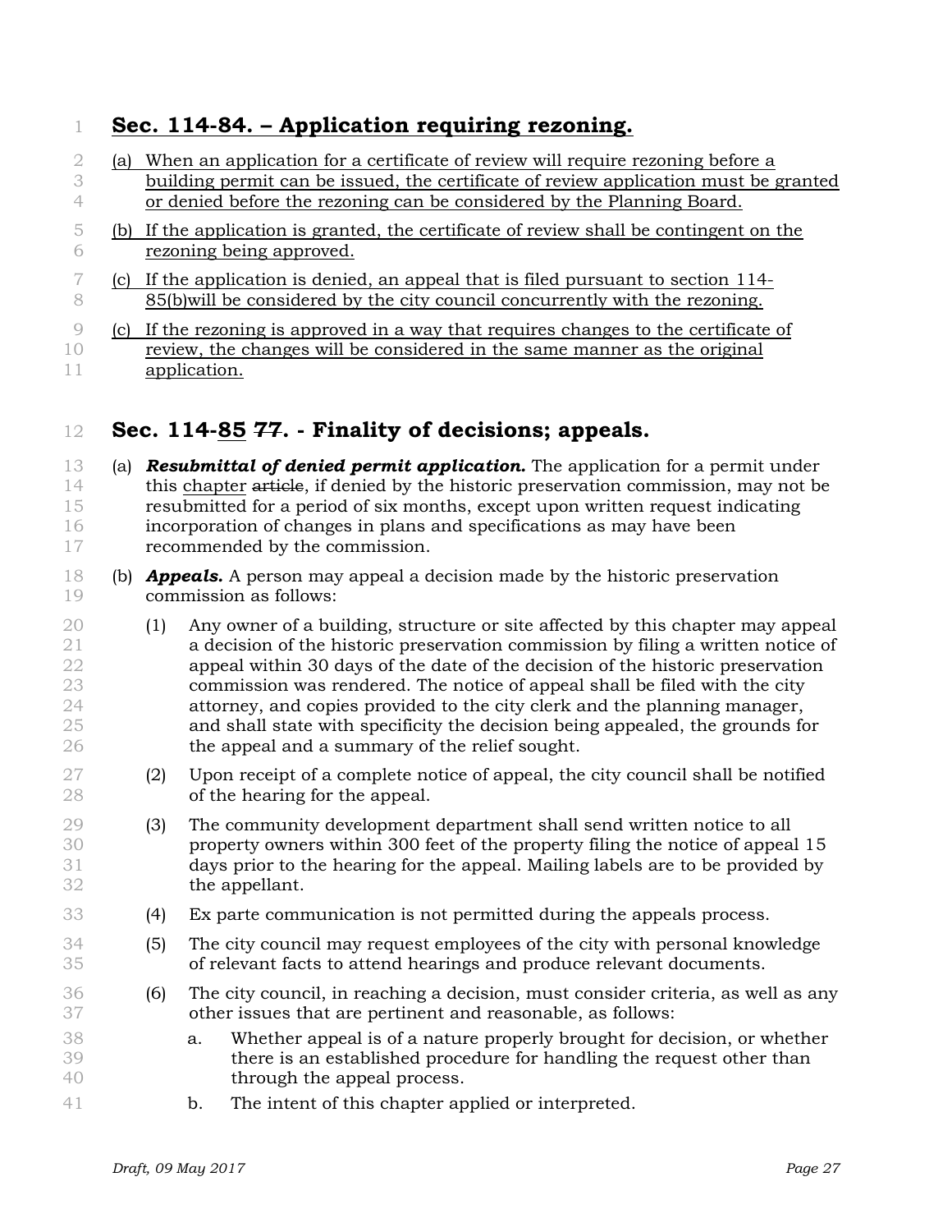## Sec. 114-84. – Application requiring rezoning.

(a) When an application for a certificate of review will require rezoning before a building permit can be issued, the certificate of review application must be granted or denied before the rezoning can be considered by the Planning Board.

(b) If the application is granted, the certificate of review shall be contingent on the rezoning being approved.

(c) If the application is denied, an appeal that is filed pursuant to section 114-85(b)will be considered by the city council concurrently with the rezoning.

(c) If the rezoning is approved in a way that requires changes to the certificate of review, the changes will be considered in the same manner as the original application.

## Sec. 114-85 ~~77~~. - Finality of decisions; appeals.

(a) ***Resubmittal of denied permit application.*** The application for a permit under this chapter ~~article~~, if denied by the historic preservation commission, may not be resubmitted for a period of six months, except upon written request indicating incorporation of changes in plans and specifications as may have been recommended by the commission.

(b) ***Appeals.*** A person may appeal a decision made by the historic preservation commission as follows:

(1) Any owner of a building, structure or site affected by this chapter may appeal a decision of the historic preservation commission by filing a written notice of appeal within 30 days of the date of the decision of the historic preservation commission was rendered. The notice of appeal shall be filed with the city attorney, and copies provided to the city clerk and the planning manager, and shall state with specificity the decision being appealed, the grounds for the appeal and a summary of the relief sought.

(2) Upon receipt of a complete notice of appeal, the city council shall be notified of the hearing for the appeal.

(3) The community development department shall send written notice to all property owners within 300 feet of the property filing the notice of appeal 15 days prior to the hearing for the appeal. Mailing labels are to be provided by the appellant.

(4) Ex parte communication is not permitted during the appeals process.

(5) The city council may request employees of the city with personal knowledge of relevant facts to attend hearings and produce relevant documents.

(6) The city council, in reaching a decision, must consider criteria, as well as any other issues that are pertinent and reasonable, as follows:

a. Whether appeal is of a nature properly brought for decision, or whether there is an established procedure for handling the request other than through the appeal process.

b. The intent of this chapter applied or interpreted.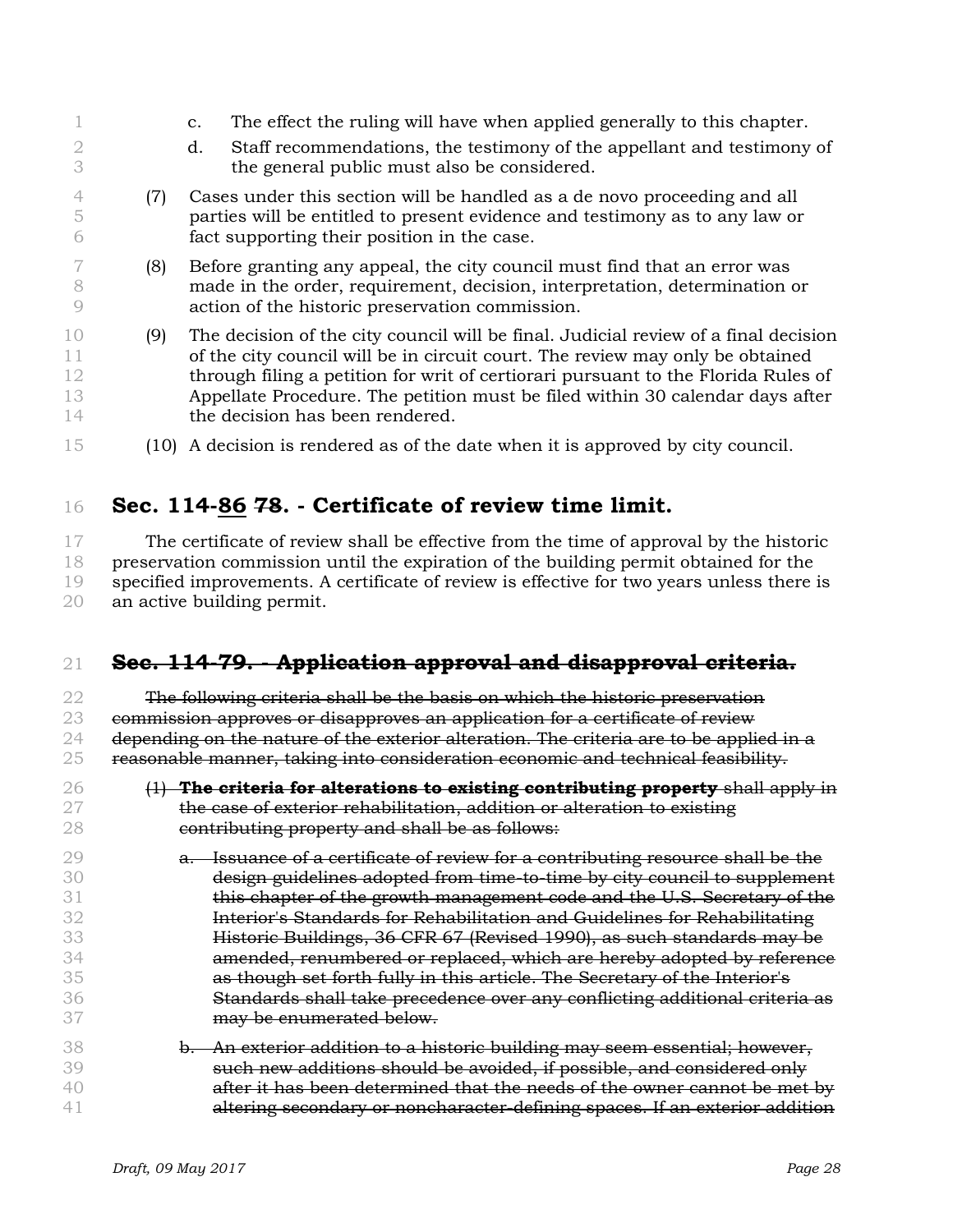c. The effect the ruling will have when applied generally to this chapter.

d. Staff recommendations, the testimony of the appellant and testimony of the general public must also be considered.

(7) Cases under this section will be handled as a de novo proceeding and all parties will be entitled to present evidence and testimony as to any law or fact supporting their position in the case.

(8) Before granting any appeal, the city council must find that an error was made in the order, requirement, decision, interpretation, determination or action of the historic preservation commission.

(9) The decision of the city council will be final. Judicial review of a final decision of the city council will be in circuit court. The review may only be obtained through filing a petition for writ of certiorari pursuant to the Florida Rules of Appellate Procedure. The petition must be filed within 30 calendar days after the decision has been rendered.

(10) A decision is rendered as of the date when it is approved by city council.

## Sec. 114-<ins>86</ins> ~~78~~. - Certificate of review time limit.

The certificate of review shall be effective from the time of approval by the historic preservation commission until the expiration of the building permit obtained for the specified improvements. A certificate of review is effective for two years unless there is an active building permit.

## ~~Sec. 114-79. - Application approval and disapproval criteria.~~

~~The following criteria shall be the basis on which the historic preservation commission approves or disapproves an application for a certificate of review depending on the nature of the exterior alteration. The criteria are to be applied in a reasonable manner, taking into consideration economic and technical feasibility.~~

~~(1) **The criteria for alterations to existing contributing property** shall apply in the case of exterior rehabilitation, addition or alteration to existing contributing property and shall be as follows:~~

~~a. Issuance of a certificate of review for a contributing resource shall be the design guidelines adopted from time-to-time by city council to supplement this chapter of the growth management code and the U.S. Secretary of the Interior's Standards for Rehabilitation and Guidelines for Rehabilitating Historic Buildings, 36 CFR 67 (Revised 1990), as such standards may be amended, renumbered or replaced, which are hereby adopted by reference as though set forth fully in this article. The Secretary of the Interior's Standards shall take precedence over any conflicting additional criteria as may be enumerated below.~~

~~b. An exterior addition to a historic building may seem essential; however, such new additions should be avoided, if possible, and considered only after it has been determined that the needs of the owner cannot be met by altering secondary or noncharacter-defining spaces. If an exterior addition~~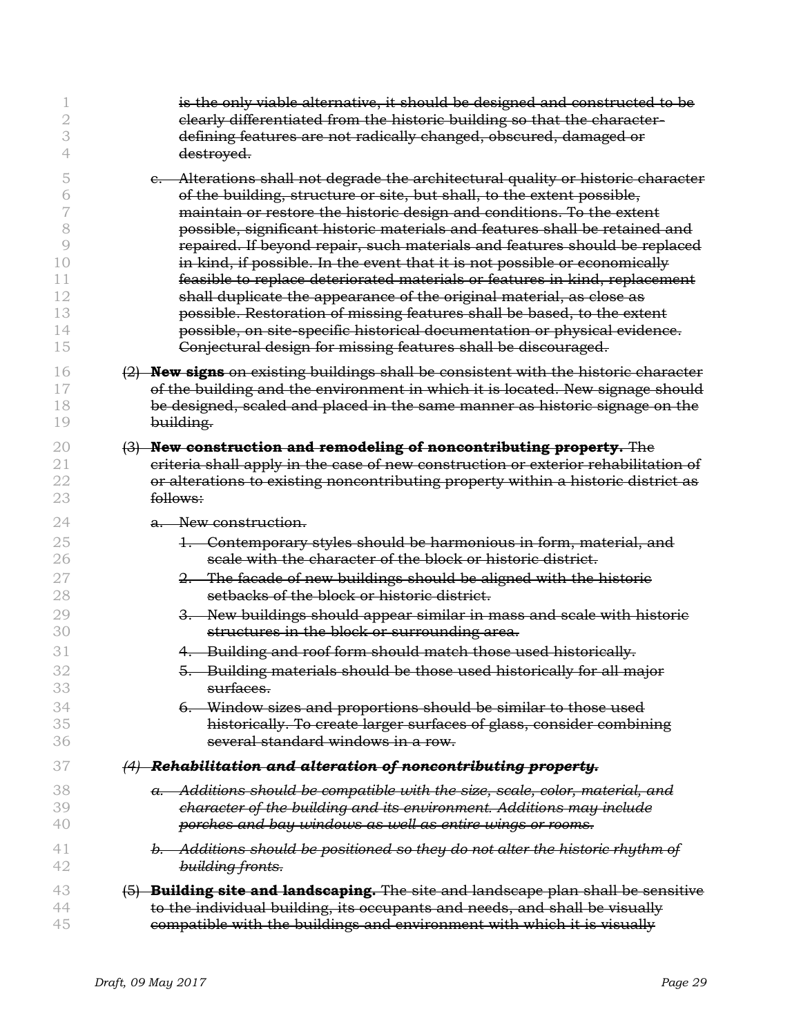~~is the only viable alternative, it should be designed and constructed to be clearly differentiated from the historic building so that the character-defining features are not radically changed, obscured, damaged or destroyed.~~

~~c. Alterations shall not degrade the architectural quality or historic character of the building, structure or site, but shall, to the extent possible, maintain or restore the historic design and conditions. To the extent possible, significant historic materials and features shall be retained and repaired. If beyond repair, such materials and features should be replaced in kind, if possible. In the event that it is not possible or economically feasible to replace deteriorated materials or features in kind, replacement shall duplicate the appearance of the original material, as close as possible. Restoration of missing features shall be based, to the extent possible, on site-specific historical documentation or physical evidence. Conjectural design for missing features shall be discouraged.~~

~~(2) **New signs** on existing buildings shall be consistent with the historic character of the building and the environment in which it is located. New signage should be designed, scaled and placed in the same manner as historic signage on the building.~~

~~(3) **New construction and remodeling of noncontributing property.** The criteria shall apply in the case of new construction or exterior rehabilitation of or alterations to existing noncontributing property within a historic district as follows:~~

~~a. New construction.~~

~~1. Contemporary styles should be harmonious in form, material, and scale with the character of the block or historic district.~~

~~2. The facade of new buildings should be aligned with the historic setbacks of the block or historic district.~~

~~3. New buildings should appear similar in mass and scale with historic structures in the block or surrounding area.~~

~~4. Building and roof form should match those used historically.~~

~~5. Building materials should be those used historically for all major surfaces.~~

~~6. Window sizes and proportions should be similar to those used historically. To create larger surfaces of glass, consider combining several standard windows in a row.~~

~~*(4) **Rehabilitation and alteration of noncontributing property.***~~

~~*a. Additions should be compatible with the size, scale, color, material, and character of the building and its environment. Additions may include porches and bay windows as well as entire wings or rooms.*~~

~~*b. Additions should be positioned so they do not alter the historic rhythm of building fronts.*~~

~~(5) **Building site and landscaping.** The site and landscape plan shall be sensitive to the individual building, its occupants and needs, and shall be visually compatible with the buildings and environment with which it is visually~~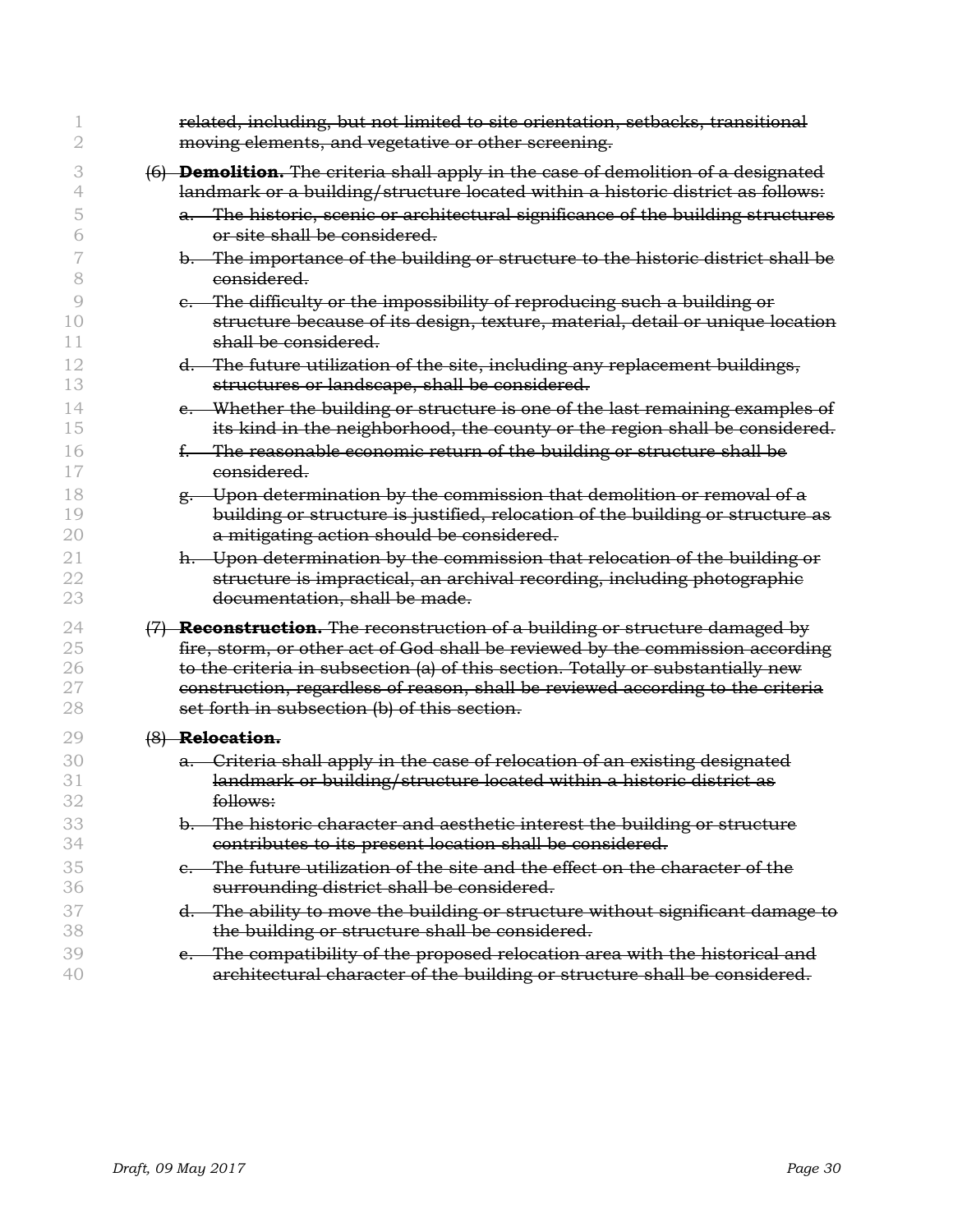~~related, including, but not limited to site orientation, setbacks, transitional moving elements, and vegetative or other screening.~~

~~(6) **Demolition.** The criteria shall apply in the case of demolition of a designated landmark or a building/structure located within a historic district as follows:~~

~~a. The historic, scenic or architectural significance of the building structures or site shall be considered.~~

~~b. The importance of the building or structure to the historic district shall be considered.~~

~~c. The difficulty or the impossibility of reproducing such a building or structure because of its design, texture, material, detail or unique location shall be considered.~~

~~d. The future utilization of the site, including any replacement buildings, structures or landscape, shall be considered.~~

~~e. Whether the building or structure is one of the last remaining examples of its kind in the neighborhood, the county or the region shall be considered.~~

~~f. The reasonable economic return of the building or structure shall be considered.~~

~~g. Upon determination by the commission that demolition or removal of a building or structure is justified, relocation of the building or structure as a mitigating action should be considered.~~

~~h. Upon determination by the commission that relocation of the building or structure is impractical, an archival recording, including photographic documentation, shall be made.~~

~~(7) **Reconstruction.** The reconstruction of a building or structure damaged by fire, storm, or other act of God shall be reviewed by the commission according to the criteria in subsection (a) of this section. Totally or substantially new construction, regardless of reason, shall be reviewed according to the criteria set forth in subsection (b) of this section.~~

~~(8) **Relocation.**~~

~~a. Criteria shall apply in the case of relocation of an existing designated landmark or building/structure located within a historic district as follows:~~

~~b. The historic character and aesthetic interest the building or structure contributes to its present location shall be considered.~~

~~c. The future utilization of the site and the effect on the character of the surrounding district shall be considered.~~

~~d. The ability to move the building or structure without significant damage to the building or structure shall be considered.~~

~~e. The compatibility of the proposed relocation area with the historical and architectural character of the building or structure shall be considered.~~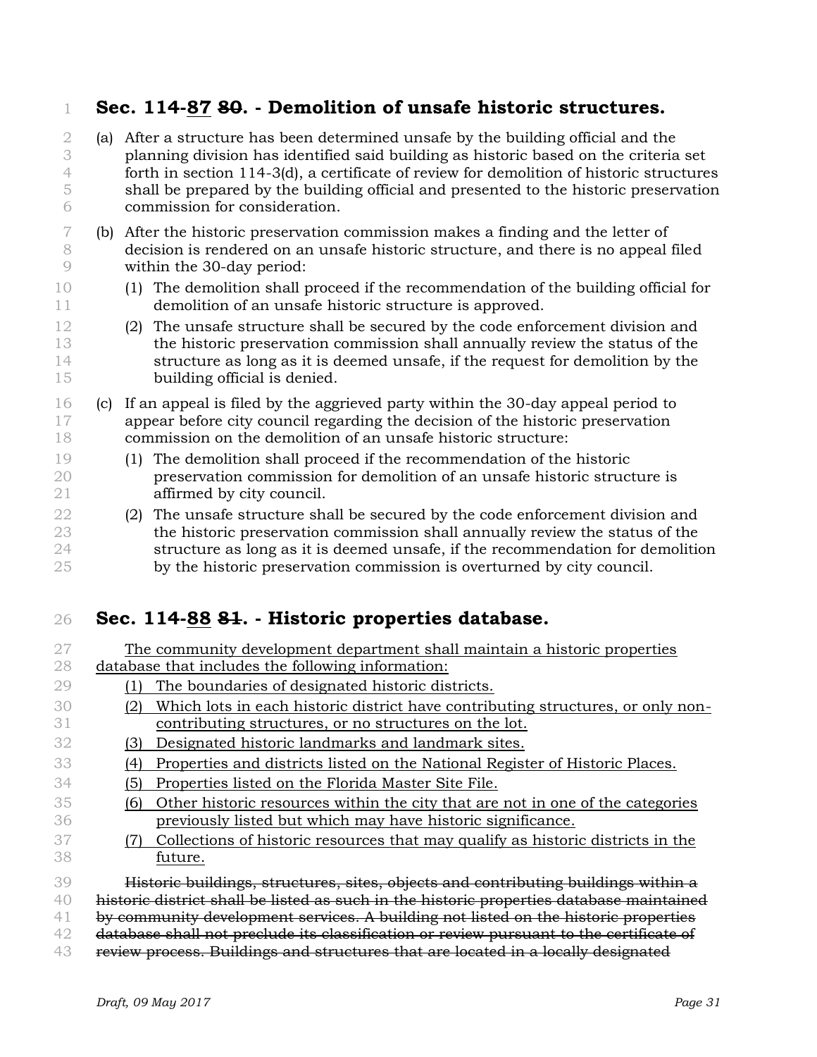## Sec. 114-<u>87</u> ~~80~~. - Demolition of unsafe historic structures.

(a) After a structure has been determined unsafe by the building official and the planning division has identified said building as historic based on the criteria set forth in section 114-3(d), a certificate of review for demolition of historic structures shall be prepared by the building official and presented to the historic preservation commission for consideration.

(b) After the historic preservation commission makes a finding and the letter of decision is rendered on an unsafe historic structure, and there is no appeal filed within the 30-day period:

 (1) The demolition shall proceed if the recommendation of the building official for demolition of an unsafe historic structure is approved.

 (2) The unsafe structure shall be secured by the code enforcement division and the historic preservation commission shall annually review the status of the structure as long as it is deemed unsafe, if the request for demolition by the building official is denied.

(c) If an appeal is filed by the aggrieved party within the 30-day appeal period to appear before city council regarding the decision of the historic preservation commission on the demolition of an unsafe historic structure:

 (1) The demolition shall proceed if the recommendation of the historic preservation commission for demolition of an unsafe historic structure is affirmed by city council.

 (2) The unsafe structure shall be secured by the code enforcement division and the historic preservation commission shall annually review the status of the structure as long as it is deemed unsafe, if the recommendation for demolition by the historic preservation commission is overturned by city council.

## Sec. 114-<u>88</u> ~~81~~. - Historic properties database.

<u>The community development department shall maintain a historic properties database that includes the following information:</u>

 <u>(1) The boundaries of designated historic districts.</u>

 <u>(2) Which lots in each historic district have contributing structures, or only non-contributing structures, or no structures on the lot.</u>

 <u>(3) Designated historic landmarks and landmark sites.</u>

 <u>(4) Properties and districts listed on the National Register of Historic Places.</u>

 <u>(5) Properties listed on the Florida Master Site File.</u>

 <u>(6) Other historic resources within the city that are not in one of the categories previously listed but which may have historic significance.</u>

 <u>(7) Collections of historic resources that may qualify as historic districts in the future.</u>

~~Historic buildings, structures, sites, objects and contributing buildings within a historic district shall be listed as such in the historic properties database maintained by community development services. A building not listed on the historic properties database shall not preclude its classification or review pursuant to the certificate of review process. Buildings and structures that are located in a locally designated~~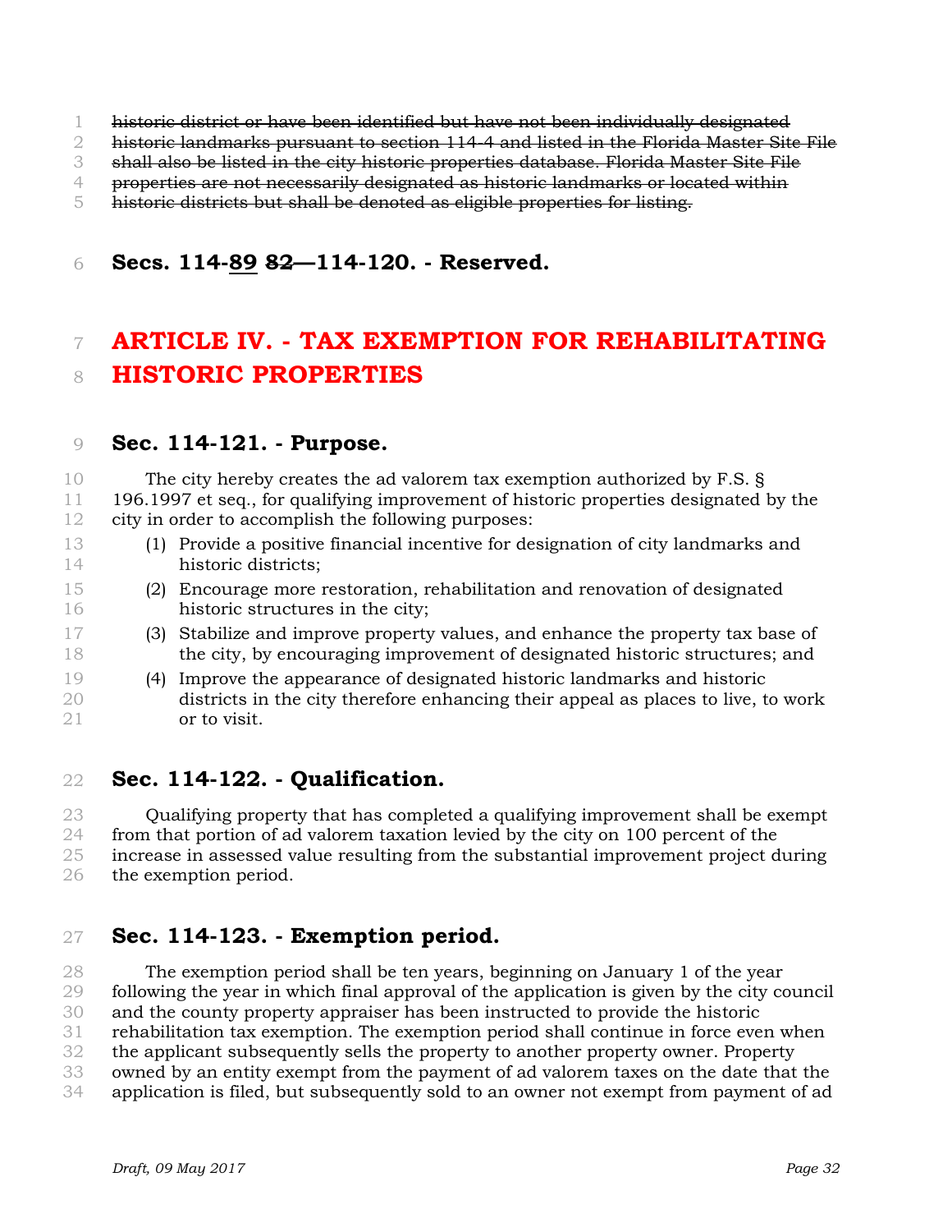~~historic district or have been identified but have not been individually designated historic landmarks pursuant to section 114-4 and listed in the Florida Master Site File shall also be listed in the city historic properties database. Florida Master Site File properties are not necessarily designated as historic landmarks or located within historic districts but shall be denoted as eligible properties for listing.~~

### Secs. 114-<u>89</u> ~~82~~—114-120. - Reserved.

## ARTICLE IV. - TAX EXEMPTION FOR REHABILITATING HISTORIC PROPERTIES

### Sec. 114-121. - Purpose.

The city hereby creates the ad valorem tax exemption authorized by F.S. § 196.1997 et seq., for qualifying improvement of historic properties designated by the city in order to accomplish the following purposes:

(1) Provide a positive financial incentive for designation of city landmarks and historic districts;

(2) Encourage more restoration, rehabilitation and renovation of designated historic structures in the city;

(3) Stabilize and improve property values, and enhance the property tax base of the city, by encouraging improvement of designated historic structures; and

(4) Improve the appearance of designated historic landmarks and historic districts in the city therefore enhancing their appeal as places to live, to work or to visit.

### Sec. 114-122. - Qualification.

Qualifying property that has completed a qualifying improvement shall be exempt from that portion of ad valorem taxation levied by the city on 100 percent of the increase in assessed value resulting from the substantial improvement project during the exemption period.

### Sec. 114-123. - Exemption period.

The exemption period shall be ten years, beginning on January 1 of the year following the year in which final approval of the application is given by the city council and the county property appraiser has been instructed to provide the historic rehabilitation tax exemption. The exemption period shall continue in force even when the applicant subsequently sells the property to another property owner. Property owned by an entity exempt from the payment of ad valorem taxes on the date that the application is filed, but subsequently sold to an owner not exempt from payment of ad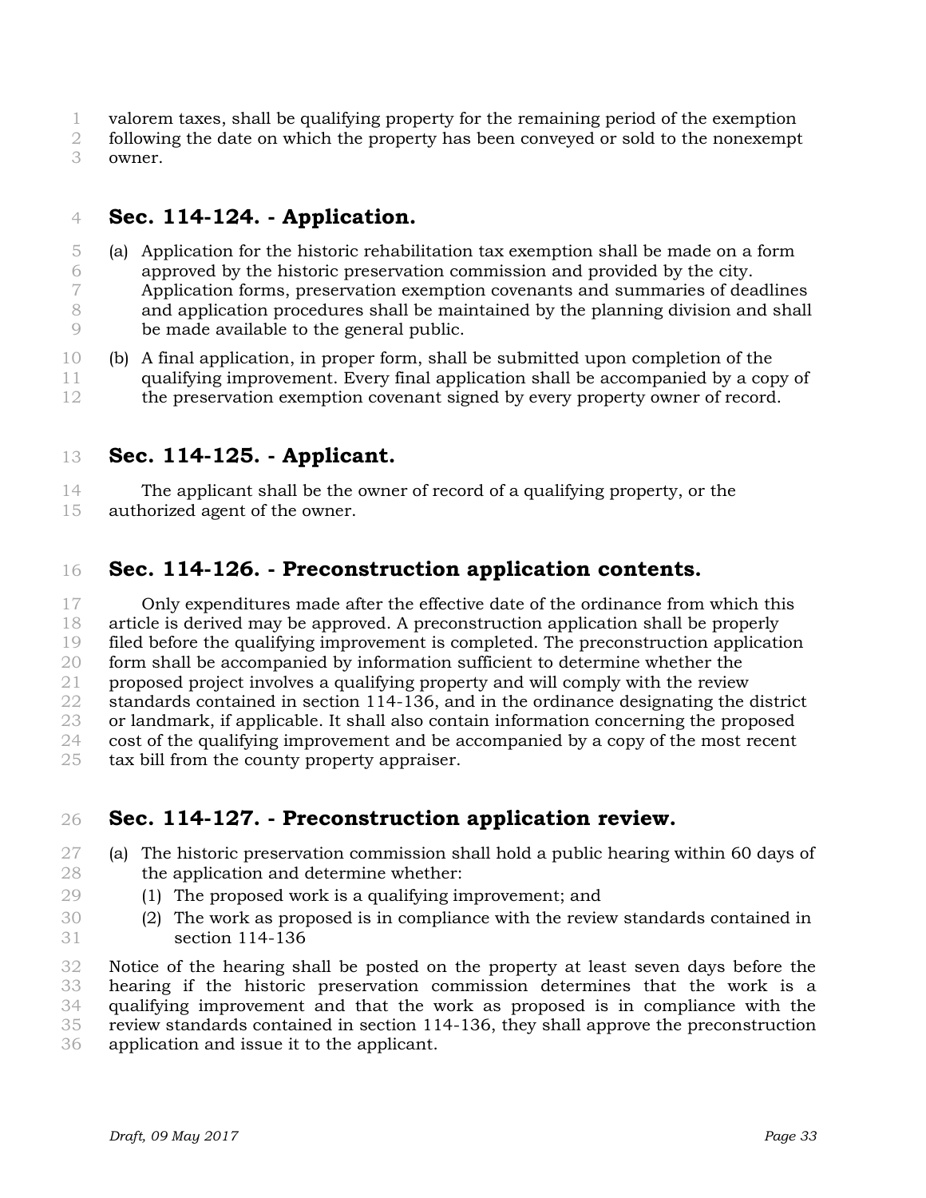valorem taxes, shall be qualifying property for the remaining period of the exemption following the date on which the property has been conveyed or sold to the nonexempt owner.

## Sec. 114-124. - Application.

(a) Application for the historic rehabilitation tax exemption shall be made on a form approved by the historic preservation commission and provided by the city. Application forms, preservation exemption covenants and summaries of deadlines and application procedures shall be maintained by the planning division and shall be made available to the general public.

(b) A final application, in proper form, shall be submitted upon completion of the qualifying improvement. Every final application shall be accompanied by a copy of the preservation exemption covenant signed by every property owner of record.

## Sec. 114-125. - Applicant.

The applicant shall be the owner of record of a qualifying property, or the authorized agent of the owner.

## Sec. 114-126. - Preconstruction application contents.

Only expenditures made after the effective date of the ordinance from which this article is derived may be approved. A preconstruction application shall be properly filed before the qualifying improvement is completed. The preconstruction application form shall be accompanied by information sufficient to determine whether the proposed project involves a qualifying property and will comply with the review standards contained in section 114-136, and in the ordinance designating the district or landmark, if applicable. It shall also contain information concerning the proposed cost of the qualifying improvement and be accompanied by a copy of the most recent tax bill from the county property appraiser.

## Sec. 114-127. - Preconstruction application review.

(a) The historic preservation commission shall hold a public hearing within 60 days of the application and determine whether:

  (1) The proposed work is a qualifying improvement; and

  (2) The work as proposed is in compliance with the review standards contained in section 114-136

Notice of the hearing shall be posted on the property at least seven days before the hearing if the historic preservation commission determines that the work is a qualifying improvement and that the work as proposed is in compliance with the review standards contained in section 114-136, they shall approve the preconstruction application and issue it to the applicant.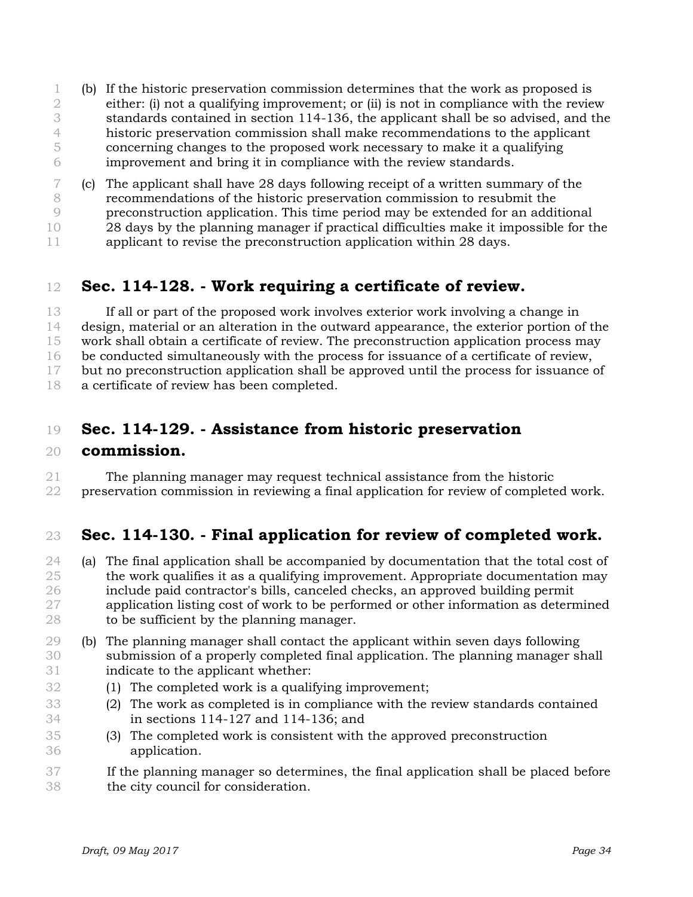(b) If the historic preservation commission determines that the work as proposed is either: (i) not a qualifying improvement; or (ii) is not in compliance with the review standards contained in section 114-136, the applicant shall be so advised, and the historic preservation commission shall make recommendations to the applicant concerning changes to the proposed work necessary to make it a qualifying improvement and bring it in compliance with the review standards.

(c) The applicant shall have 28 days following receipt of a written summary of the recommendations of the historic preservation commission to resubmit the preconstruction application. This time period may be extended for an additional 28 days by the planning manager if practical difficulties make it impossible for the applicant to revise the preconstruction application within 28 days.

## Sec. 114-128. - Work requiring a certificate of review.

If all or part of the proposed work involves exterior work involving a change in design, material or an alteration in the outward appearance, the exterior portion of the work shall obtain a certificate of review. The preconstruction application process may be conducted simultaneously with the process for issuance of a certificate of review, but no preconstruction application shall be approved until the process for issuance of a certificate of review has been completed.

## Sec. 114-129. - Assistance from historic preservation commission.

The planning manager may request technical assistance from the historic preservation commission in reviewing a final application for review of completed work.

## Sec. 114-130. - Final application for review of completed work.

(a) The final application shall be accompanied by documentation that the total cost of the work qualifies it as a qualifying improvement. Appropriate documentation may include paid contractor's bills, canceled checks, an approved building permit application listing cost of work to be performed or other information as determined to be sufficient by the planning manager.

(b) The planning manager shall contact the applicant within seven days following submission of a properly completed final application. The planning manager shall indicate to the applicant whether:

(1) The completed work is a qualifying improvement;

(2) The work as completed is in compliance with the review standards contained in sections 114-127 and 114-136; and

(3) The completed work is consistent with the approved preconstruction application.

If the planning manager so determines, the final application shall be placed before the city council for consideration.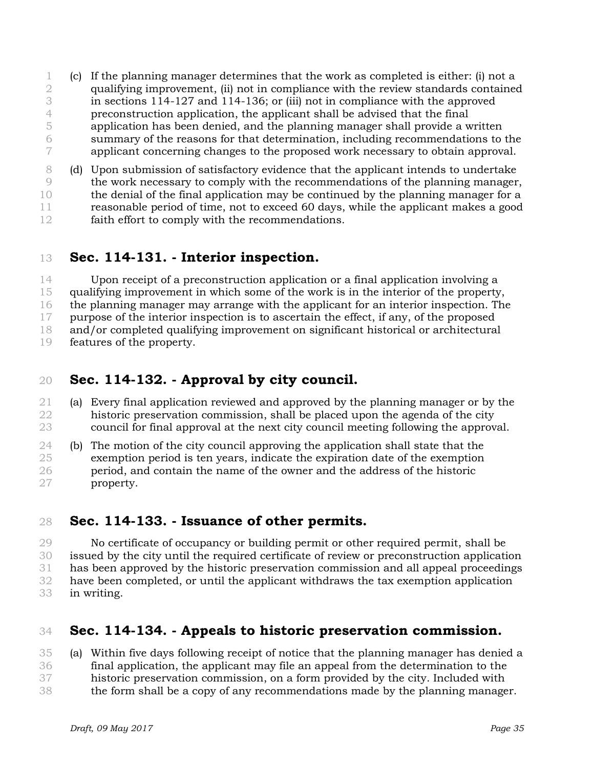(c) If the planning manager determines that the work as completed is either: (i) not a qualifying improvement, (ii) not in compliance with the review standards contained in sections 114-127 and 114-136; or (iii) not in compliance with the approved preconstruction application, the applicant shall be advised that the final application has been denied, and the planning manager shall provide a written summary of the reasons for that determination, including recommendations to the applicant concerning changes to the proposed work necessary to obtain approval.

(d) Upon submission of satisfactory evidence that the applicant intends to undertake the work necessary to comply with the recommendations of the planning manager, the denial of the final application may be continued by the planning manager for a reasonable period of time, not to exceed 60 days, while the applicant makes a good faith effort to comply with the recommendations.

## Sec. 114-131. - Interior inspection.

Upon receipt of a preconstruction application or a final application involving a qualifying improvement in which some of the work is in the interior of the property, the planning manager may arrange with the applicant for an interior inspection. The purpose of the interior inspection is to ascertain the effect, if any, of the proposed and/or completed qualifying improvement on significant historical or architectural features of the property.

## Sec. 114-132. - Approval by city council.

(a) Every final application reviewed and approved by the planning manager or by the historic preservation commission, shall be placed upon the agenda of the city council for final approval at the next city council meeting following the approval.

(b) The motion of the city council approving the application shall state that the exemption period is ten years, indicate the expiration date of the exemption period, and contain the name of the owner and the address of the historic property.

## Sec. 114-133. - Issuance of other permits.

No certificate of occupancy or building permit or other required permit, shall be issued by the city until the required certificate of review or preconstruction application has been approved by the historic preservation commission and all appeal proceedings have been completed, or until the applicant withdraws the tax exemption application in writing.

## Sec. 114-134. - Appeals to historic preservation commission.

(a) Within five days following receipt of notice that the planning manager has denied a final application, the applicant may file an appeal from the determination to the historic preservation commission, on a form provided by the city. Included with the form shall be a copy of any recommendations made by the planning manager.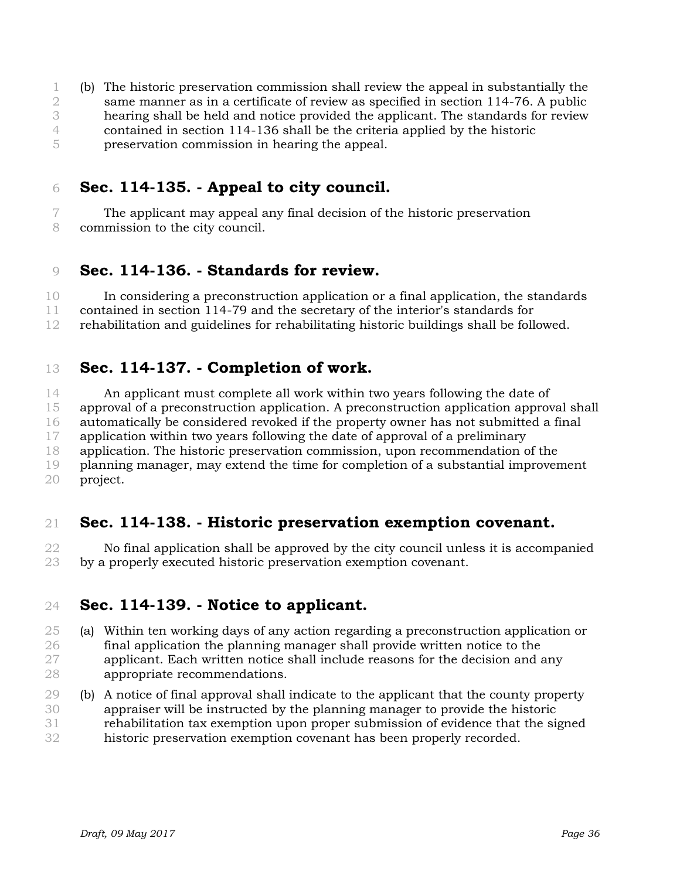(b) The historic preservation commission shall review the appeal in substantially the same manner as in a certificate of review as specified in section 114-76. A public hearing shall be held and notice provided the applicant. The standards for review contained in section 114-136 shall be the criteria applied by the historic preservation commission in hearing the appeal.

## Sec. 114-135. - Appeal to city council.

The applicant may appeal any final decision of the historic preservation commission to the city council.

## Sec. 114-136. - Standards for review.

In considering a preconstruction application or a final application, the standards contained in section 114-79 and the secretary of the interior's standards for rehabilitation and guidelines for rehabilitating historic buildings shall be followed.

## Sec. 114-137. - Completion of work.

An applicant must complete all work within two years following the date of approval of a preconstruction application. A preconstruction application approval shall automatically be considered revoked if the property owner has not submitted a final application within two years following the date of approval of a preliminary application. The historic preservation commission, upon recommendation of the planning manager, may extend the time for completion of a substantial improvement project.

## Sec. 114-138. - Historic preservation exemption covenant.

No final application shall be approved by the city council unless it is accompanied by a properly executed historic preservation exemption covenant.

## Sec. 114-139. - Notice to applicant.

(a) Within ten working days of any action regarding a preconstruction application or final application the planning manager shall provide written notice to the applicant. Each written notice shall include reasons for the decision and any appropriate recommendations.

(b) A notice of final approval shall indicate to the applicant that the county property appraiser will be instructed by the planning manager to provide the historic rehabilitation tax exemption upon proper submission of evidence that the signed historic preservation exemption covenant has been properly recorded.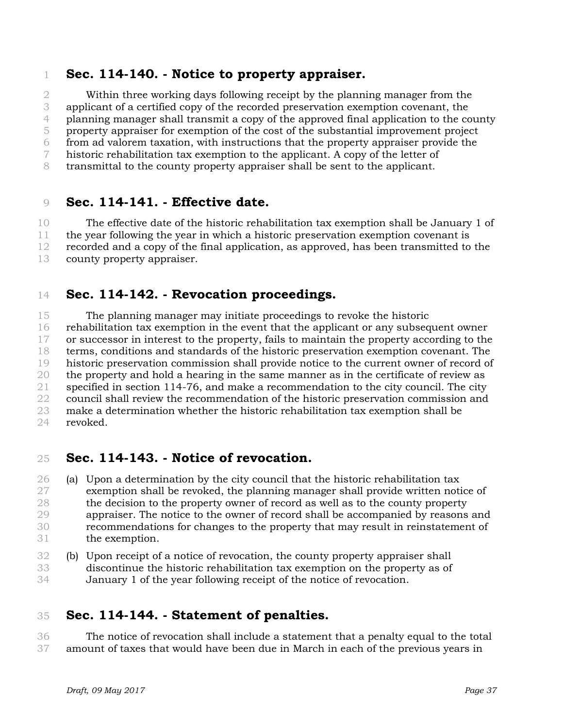## Sec. 114-140. - Notice to property appraiser.

Within three working days following receipt by the planning manager from the applicant of a certified copy of the recorded preservation exemption covenant, the planning manager shall transmit a copy of the approved final application to the county property appraiser for exemption of the cost of the substantial improvement project from ad valorem taxation, with instructions that the property appraiser provide the historic rehabilitation tax exemption to the applicant. A copy of the letter of transmittal to the county property appraiser shall be sent to the applicant.

## Sec. 114-141. - Effective date.

The effective date of the historic rehabilitation tax exemption shall be January 1 of the year following the year in which a historic preservation exemption covenant is recorded and a copy of the final application, as approved, has been transmitted to the county property appraiser.

## Sec. 114-142. - Revocation proceedings.

The planning manager may initiate proceedings to revoke the historic rehabilitation tax exemption in the event that the applicant or any subsequent owner or successor in interest to the property, fails to maintain the property according to the terms, conditions and standards of the historic preservation exemption covenant. The historic preservation commission shall provide notice to the current owner of record of the property and hold a hearing in the same manner as in the certificate of review as specified in section 114-76, and make a recommendation to the city council. The city council shall review the recommendation of the historic preservation commission and make a determination whether the historic rehabilitation tax exemption shall be revoked.

## Sec. 114-143. - Notice of revocation.

(a) Upon a determination by the city council that the historic rehabilitation tax exemption shall be revoked, the planning manager shall provide written notice of the decision to the property owner of record as well as to the county property appraiser. The notice to the owner of record shall be accompanied by reasons and recommendations for changes to the property that may result in reinstatement of the exemption.

(b) Upon receipt of a notice of revocation, the county property appraiser shall discontinue the historic rehabilitation tax exemption on the property as of January 1 of the year following receipt of the notice of revocation.

## Sec. 114-144. - Statement of penalties.

The notice of revocation shall include a statement that a penalty equal to the total amount of taxes that would have been due in March in each of the previous years in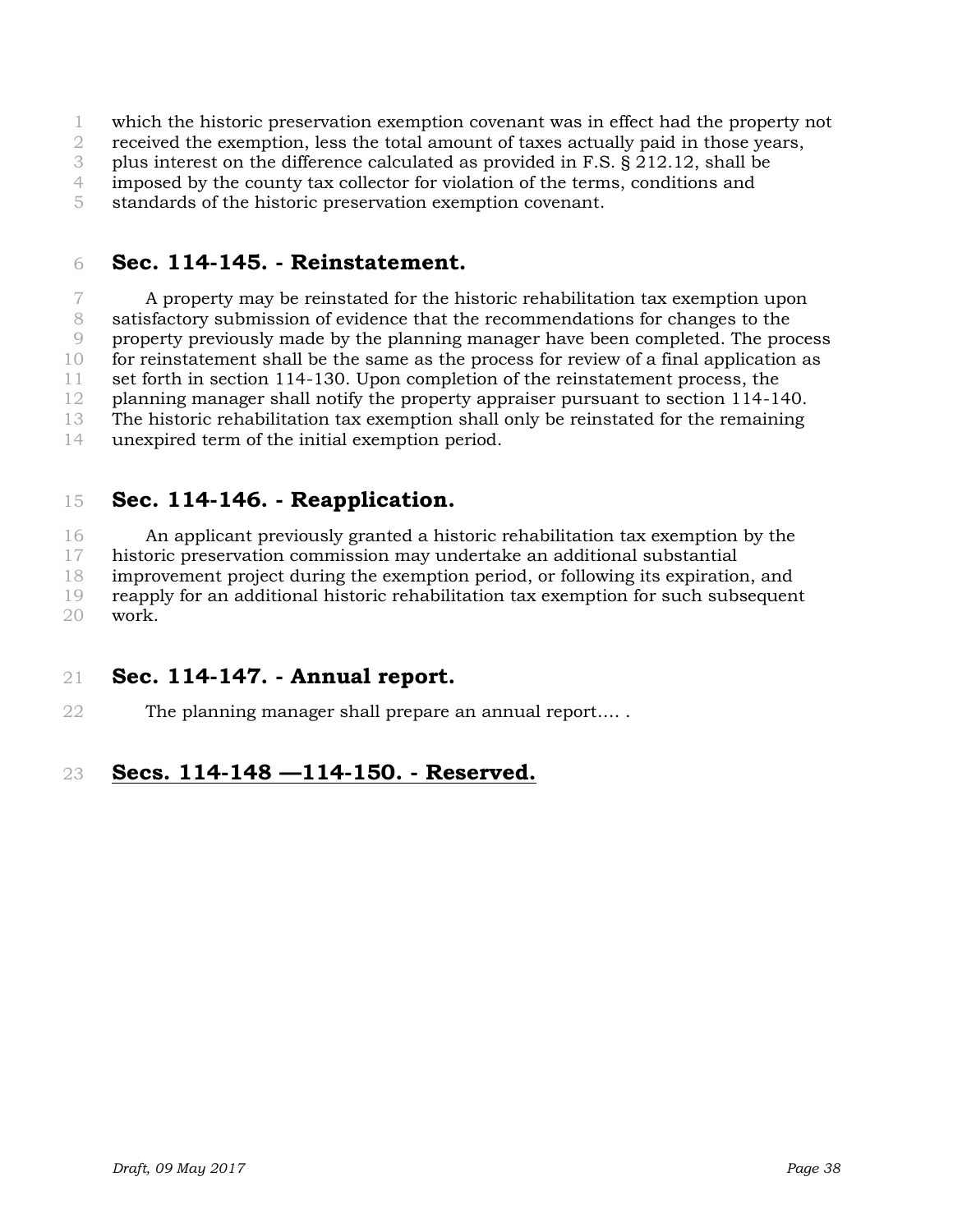which the historic preservation exemption covenant was in effect had the property not received the exemption, less the total amount of taxes actually paid in those years, plus interest on the difference calculated as provided in F.S. § 212.12, shall be imposed by the county tax collector for violation of the terms, conditions and standards of the historic preservation exemption covenant.

## Sec. 114-145. - Reinstatement.

A property may be reinstated for the historic rehabilitation tax exemption upon satisfactory submission of evidence that the recommendations for changes to the property previously made by the planning manager have been completed. The process for reinstatement shall be the same as the process for review of a final application as set forth in section 114-130. Upon completion of the reinstatement process, the planning manager shall notify the property appraiser pursuant to section 114-140. The historic rehabilitation tax exemption shall only be reinstated for the remaining unexpired term of the initial exemption period.

## Sec. 114-146. - Reapplication.

An applicant previously granted a historic rehabilitation tax exemption by the historic preservation commission may undertake an additional substantial improvement project during the exemption period, or following its expiration, and reapply for an additional historic rehabilitation tax exemption for such subsequent work.

## Sec. 114-147. - Annual report.

The planning manager shall prepare an annual report…. .

## <u>Secs. 114-148 —114-150. - Reserved.</u>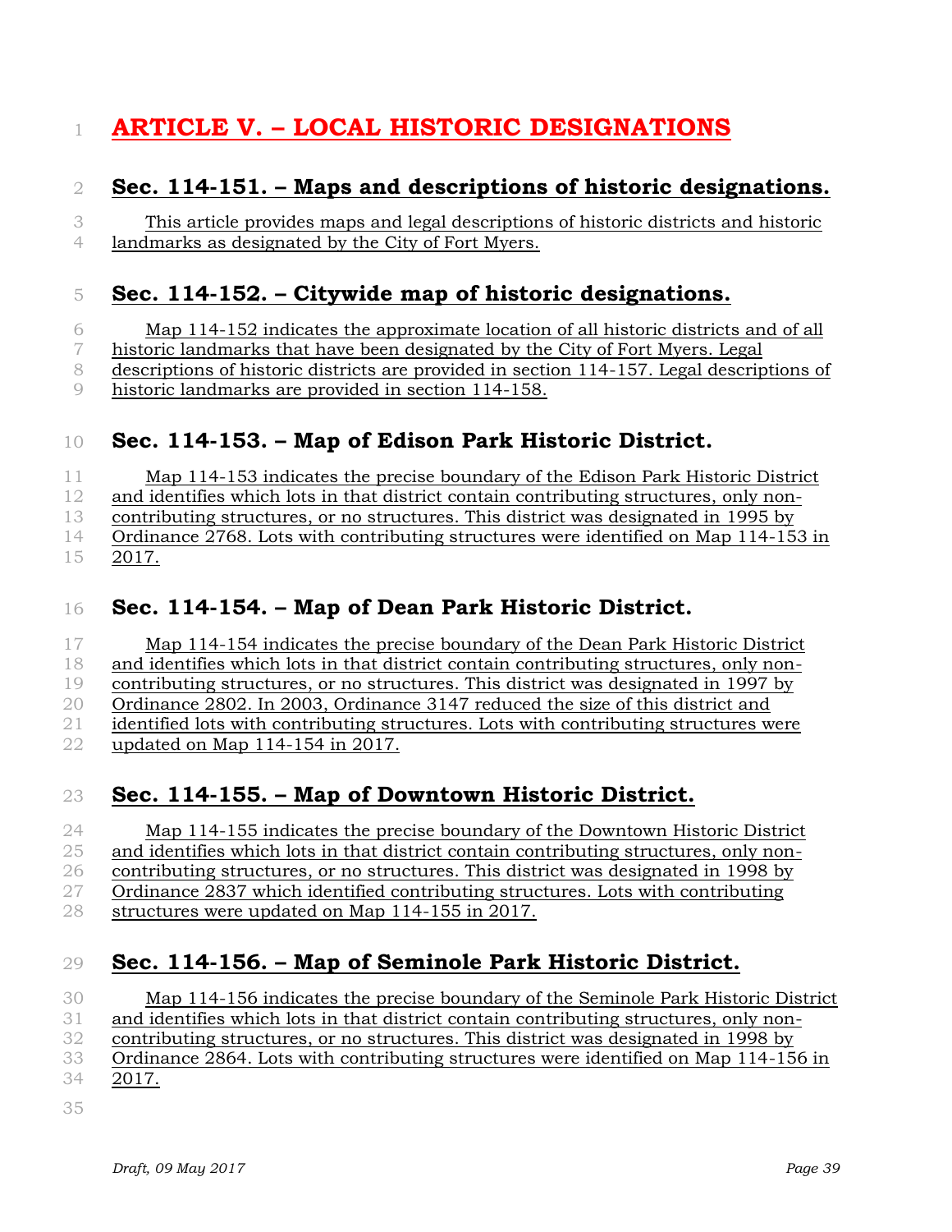# ARTICLE V. – LOCAL HISTORIC DESIGNATIONS

## Sec. 114-151. – Maps and descriptions of historic designations.

This article provides maps and legal descriptions of historic districts and historic landmarks as designated by the City of Fort Myers.

## Sec. 114-152. – Citywide map of historic designations.

Map 114-152 indicates the approximate location of all historic districts and of all historic landmarks that have been designated by the City of Fort Myers. Legal descriptions of historic districts are provided in section 114-157. Legal descriptions of historic landmarks are provided in section 114-158.

## Sec. 114-153. – Map of Edison Park Historic District.

Map 114-153 indicates the precise boundary of the Edison Park Historic District and identifies which lots in that district contain contributing structures, only non-contributing structures, or no structures. This district was designated in 1995 by Ordinance 2768. Lots with contributing structures were identified on Map 114-153 in 2017.

## Sec. 114-154. – Map of Dean Park Historic District.

Map 114-154 indicates the precise boundary of the Dean Park Historic District and identifies which lots in that district contain contributing structures, only non-contributing structures, or no structures. This district was designated in 1997 by Ordinance 2802. In 2003, Ordinance 3147 reduced the size of this district and identified lots with contributing structures. Lots with contributing structures were updated on Map 114-154 in 2017.

## Sec. 114-155. – Map of Downtown Historic District.

Map 114-155 indicates the precise boundary of the Downtown Historic District and identifies which lots in that district contain contributing structures, only non-contributing structures, or no structures. This district was designated in 1998 by Ordinance 2837 which identified contributing structures. Lots with contributing structures were updated on Map 114-155 in 2017.

## Sec. 114-156. – Map of Seminole Park Historic District.

Map 114-156 indicates the precise boundary of the Seminole Park Historic District and identifies which lots in that district contain contributing structures, only non-contributing structures, or no structures. This district was designated in 1998 by Ordinance 2864. Lots with contributing structures were identified on Map 114-156 in 2017.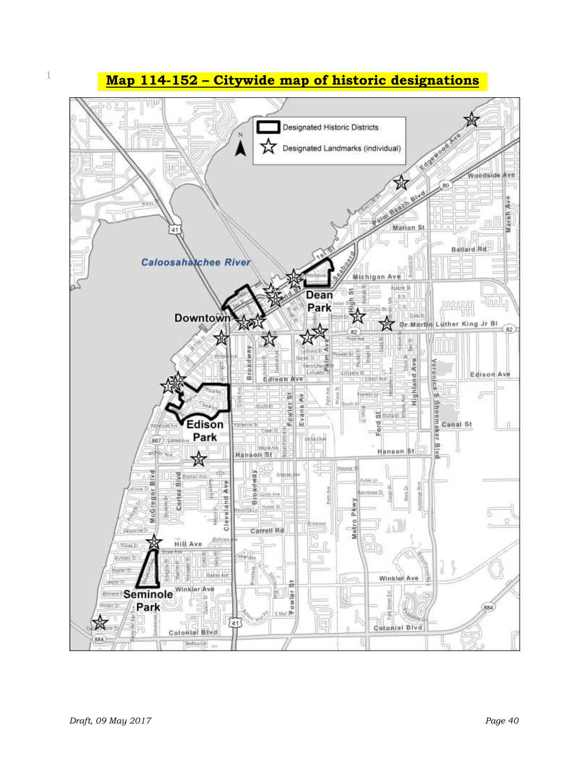## Map 114-152 – Citywide map of historic designations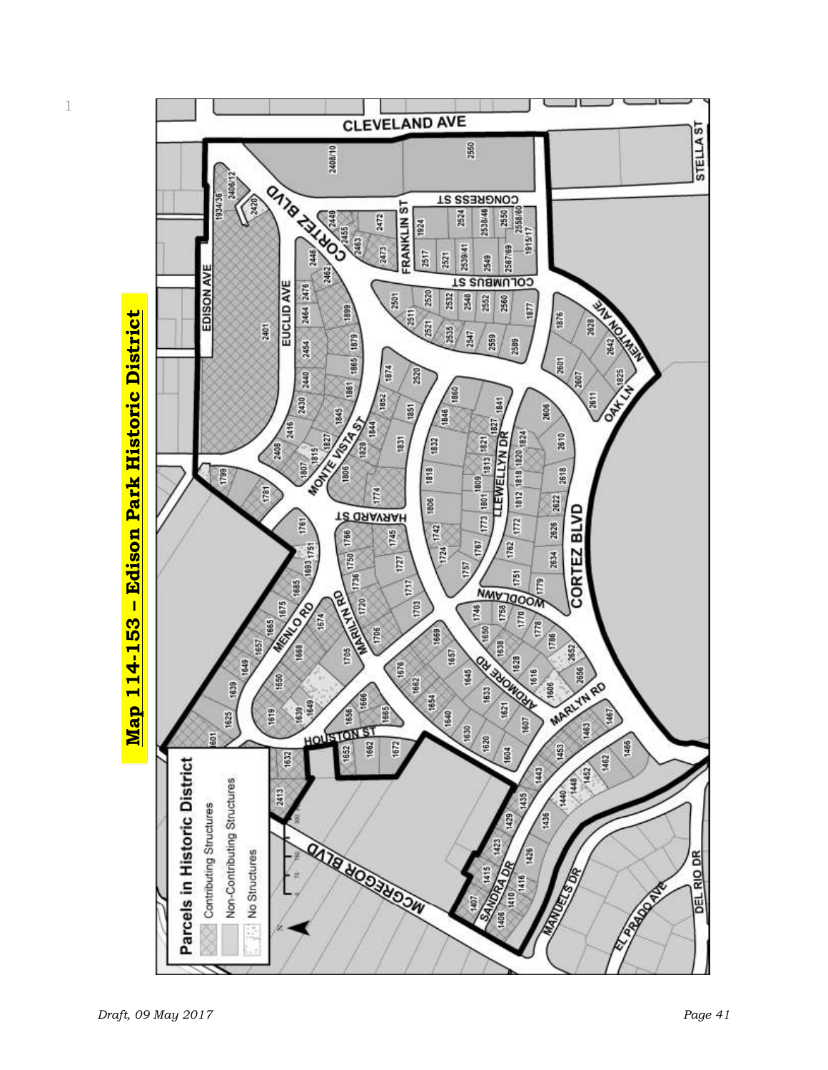# Map 114-153 – Edison Park Historic District

**Parcels in Historic District**

- Contributing Structures
- Non-Contributing Structures
- No Structures

*Draft, 09 May 2017*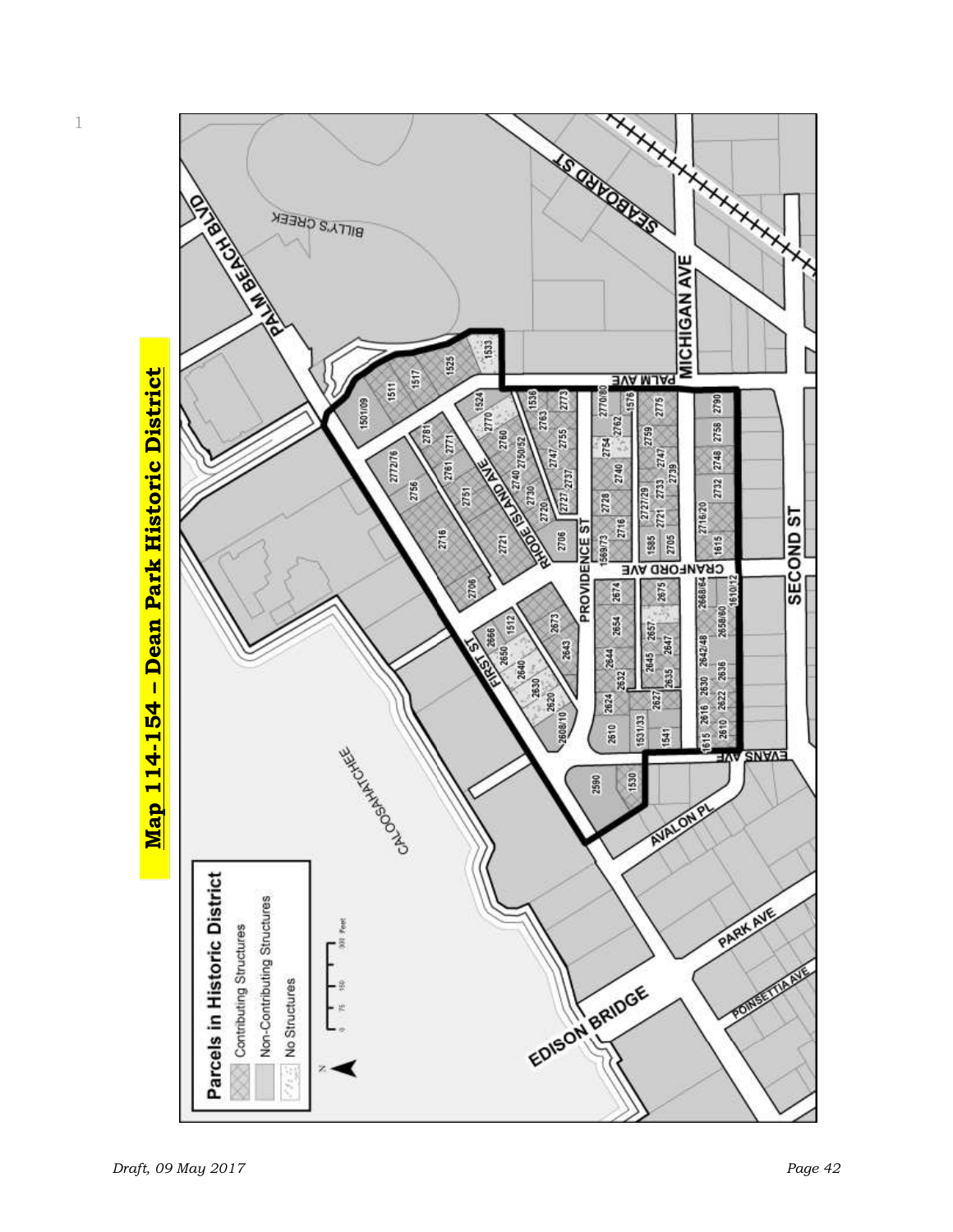# Map 114-154 – Dean Park Historic District

**Parcels in Historic District**

- Contributing Structures
- Non-Contributing Structures
- No Structures

*Draft, 09 May 2017*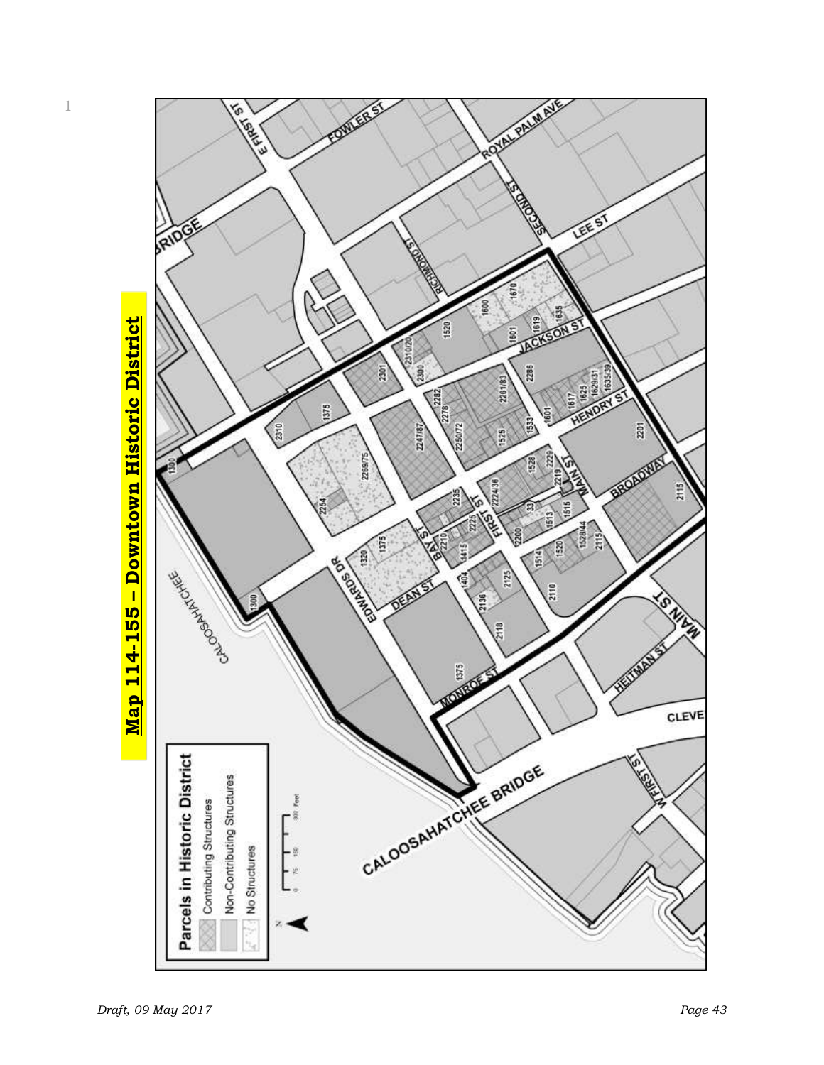# Map 114-155 – Downtown Historic District

**Parcels in Historic District**

- Contributing Structures
- Non-Contributing Structures
- No Structures

0 75 150 300 Feet

N

CALOOSAHATCHEE

CALOOSAHATCHEE BRIDGE

E FIRST ST, FOWLER ST, ROYAL PALM AVE, BRIDGE, SECOND ST, RICHMOND ST, LEE ST, JACKSON ST, HENDRY ST, BROADWAY, MAIN ST, FIRST ST, BAY ST, EDWARDS DR, DEAN ST, MONROE ST, HEITMAN ST, CLEVE, W FIRST ST

1300, 2310, 1375, 2301, 2310/20, 2300, 1520, 1600, 1670, 1601, 1619, 1635, 2286, 1617, 1625, 1629/31, 1635/39, 1601, 2282, 2261/83, 2278, 2250/72, 1525, 1533, 2247/87, 2269/75, 2254, 1528, 2229, 2219, 2201, 2115, 2235, 2224/36, 33, 1515, 1513, 2225, 2210, 1415, 2200, 1514, 1520, 1528/44, 2115, 1320, 1375, 1404, 2125, 2136, 2110, 2118, 1375, 1300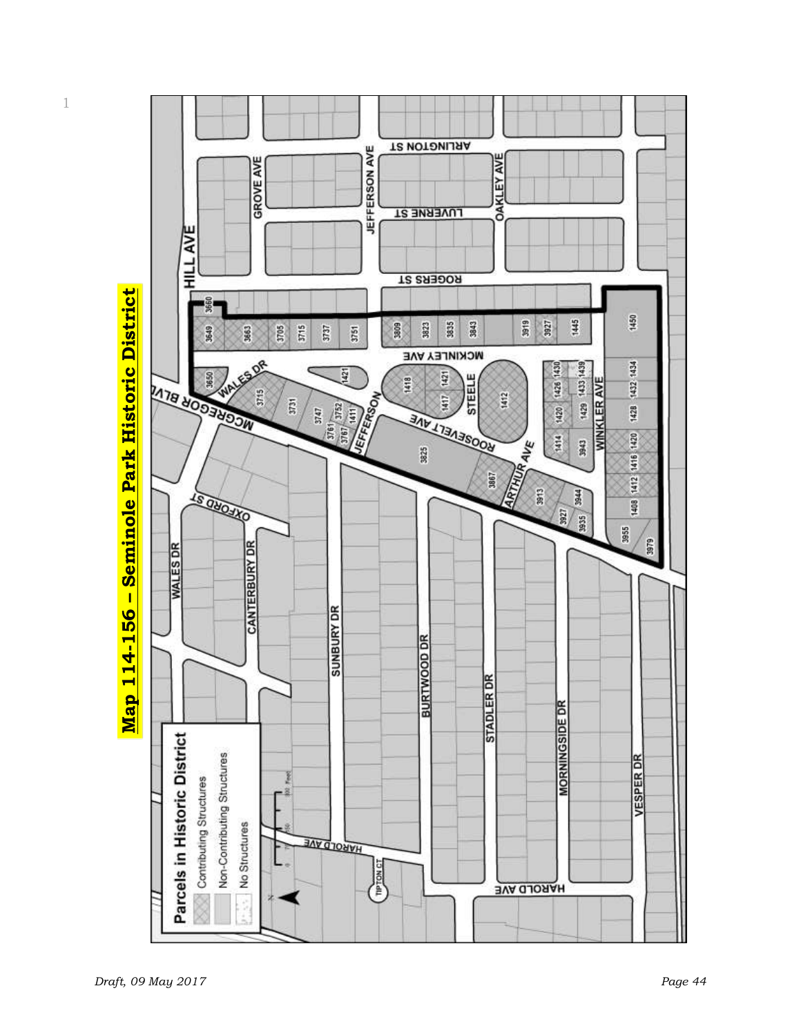# Map 114-156 – Seminole Park Historic District

**Parcels in Historic District**

- Contributing Structures
- Non-Contributing Structures
- No Structures

*Draft, 09 May 2017*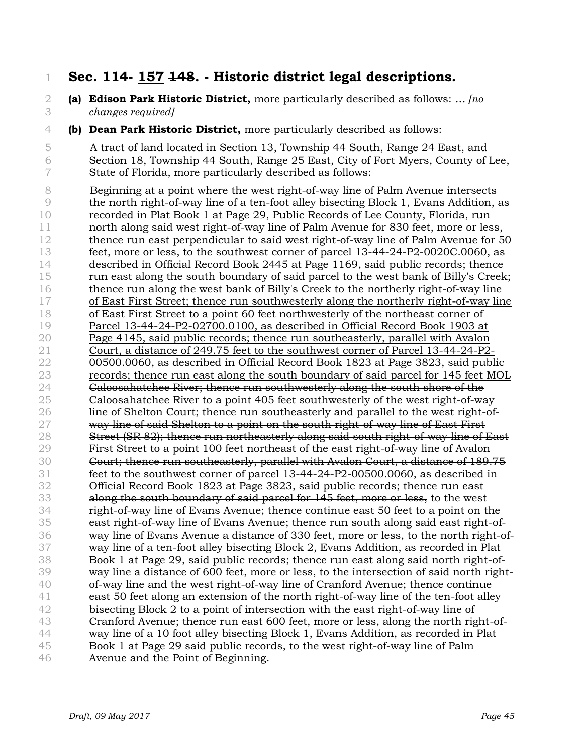# Sec. 114- <u>157</u> ~~148~~. - Historic district legal descriptions.

**(a) Edison Park Historic District,** more particularly described as follows: ... *[no changes required]*

**(b) Dean Park Historic District,** more particularly described as follows:

A tract of land located in Section 13, Township 44 South, Range 24 East, and Section 18, Township 44 South, Range 25 East, City of Fort Myers, County of Lee, State of Florida, more particularly described as follows:

Beginning at a point where the west right-of-way line of Palm Avenue intersects the north right-of-way line of a ten-foot alley bisecting Block 1, Evans Addition, as recorded in Plat Book 1 at Page 29, Public Records of Lee County, Florida, run north along said west right-of-way line of Palm Avenue for 830 feet, more or less, thence run east perpendicular to said west right-of-way line of Palm Avenue for 50 feet, more or less, to the southwest corner of parcel 13-44-24-P2-0020C.0060, as described in Official Record Book 2445 at Page 1169, said public records; thence run east along the south boundary of said parcel to the west bank of Billy's Creek; thence run along the west bank of Billy's Creek to the <u>northerly right-of-way line of East First Street; thence run southwesterly along the northerly right-of-way line of East First Street to a point 60 feet northwesterly of the northeast corner of Parcel 13-44-24-P2-02700.0100, as described in Official Record Book 1903 at Page 4145, said public records; thence run southeasterly, parallel with Avalon Court, a distance of 249.75 feet to the southwest corner of Parcel 13-44-24-P2-00500.0060, as described in Official Record Book 1823 at Page 3823, said public records; thence run east along the south boundary of said parcel for 145 feet MOL</u> ~~Caloosahatchee River; thence run southwesterly along the south shore of the Caloosahatchee River to a point 405 feet southwesterly of the west right-of-way line of Shelton Court; thence run southeasterly and parallel to the west right-of-way line of said Shelton to a point on the south right-of-way line of East First Street (SR 82); thence run northeasterly along said south right-of-way line of East First Street to a point 100 feet northeast of the east right-of-way line of Avalon Court; thence run southeasterly, parallel with Avalon Court, a distance of 189.75 feet to the southwest corner of parcel 13-44-24-P2-00500.0060, as described in Official Record Book 1823 at Page 3823, said public records; thence run east along the south boundary of said parcel for 145 feet, more or less,~~ to the west right-of-way line of Evans Avenue; thence continue east 50 feet to a point on the east right-of-way line of Evans Avenue; thence run south along said east right-of-way line of Evans Avenue a distance of 330 feet, more or less, to the north right-of-way line of a ten-foot alley bisecting Block 2, Evans Addition, as recorded in Plat Book 1 at Page 29, said public records; thence run east along said north right-of-way line a distance of 600 feet, more or less, to the intersection of said north right-of-way line and the west right-of-way line of Cranford Avenue; thence continue east 50 feet along an extension of the north right-of-way line of the ten-foot alley bisecting Block 2 to a point of intersection with the east right-of-way line of Cranford Avenue; thence run east 600 feet, more or less, along the north right-of-way line of a 10 foot alley bisecting Block 1, Evans Addition, as recorded in Plat Book 1 at Page 29 said public records, to the west right-of-way line of Palm Avenue and the Point of Beginning.

*Draft, 09 May 2017*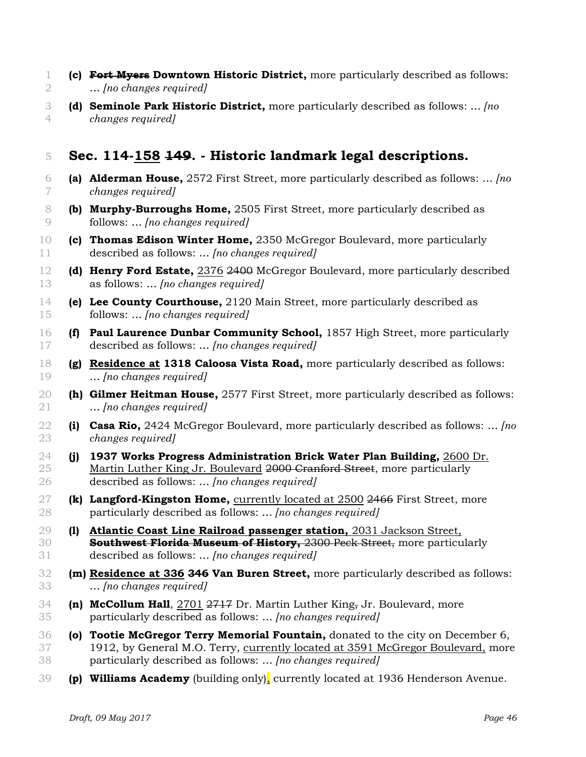**(c)** **~~Fort Myers~~ Downtown Historic District,** more particularly described as follows: … *[no changes required]*

**(d)** **Seminole Park Historic District,** more particularly described as follows: … *[no changes required]*

## Sec. 114-<u>158</u> ~~149~~. - Historic landmark legal descriptions.

**(a)** **Alderman House,** 2572 First Street, more particularly described as follows: … *[no changes required]*

**(b)** **Murphy-Burroughs Home,** 2505 First Street, more particularly described as follows: … *[no changes required]*

**(c)** **Thomas Edison Winter Home,** 2350 McGregor Boulevard, more particularly described as follows: … *[no changes required]*

**(d)** **Henry Ford Estate,** <u>2376</u> ~~2400~~ McGregor Boulevard, more particularly described as follows: … *[no changes required]*

**(e)** **Lee County Courthouse,** 2120 Main Street, more particularly described as follows: … *[no changes required]*

**(f)** **Paul Laurence Dunbar Community School,** 1857 High Street, more particularly described as follows: … *[no changes required]*

**(g)** **<u>Residence at</u> 1318 Caloosa Vista Road,** more particularly described as follows: … *[no changes required]*

**(h)** **Gilmer Heitman House,** 2577 First Street, more particularly described as follows: … *[no changes required]*

**(i)** **Casa Rio,** 2424 McGregor Boulevard, more particularly described as follows: … *[no changes required]*

**(j)** **1937 Works Progress Administration Brick Water Plan Building,** <u>2600 Dr. Martin Luther King Jr. Boulevard</u> ~~2000 Cranford Street~~, more particularly described as follows: … *[no changes required]*

**(k)** **Langford-Kingston Home,** <u>currently located at 2500</u> ~~2466~~ First Street, more particularly described as follows: … *[no changes required]*

**(l)** **<u>Atlantic Coast Line Railroad passenger station,</u>** <u>2031 Jackson Street,</u> **~~Southwest Florida Museum of History,~~** ~~2300 Peck Street,~~ more particularly described as follows: … *[no changes required]*

**(m)** **<u>Residence at 336</u> ~~346~~ Van Buren Street,** more particularly described as follows: … *[no changes required]*

**(n)** **McCollum Hall**, <u>2701</u> ~~2717~~ Dr. Martin Luther King~~,~~ Jr. Boulevard, more particularly described as follows: … *[no changes required]*

**(o)** **Tootie McGregor Terry Memorial Fountain,** donated to the city on December 6, 1912, by General M.O. Terry, <u>currently located at 3591 McGregor Boulevard,</u> more particularly described as follows: … *[no changes required]*

**(p)** **Williams Academy** (building only), currently located at 1936 Henderson Avenue.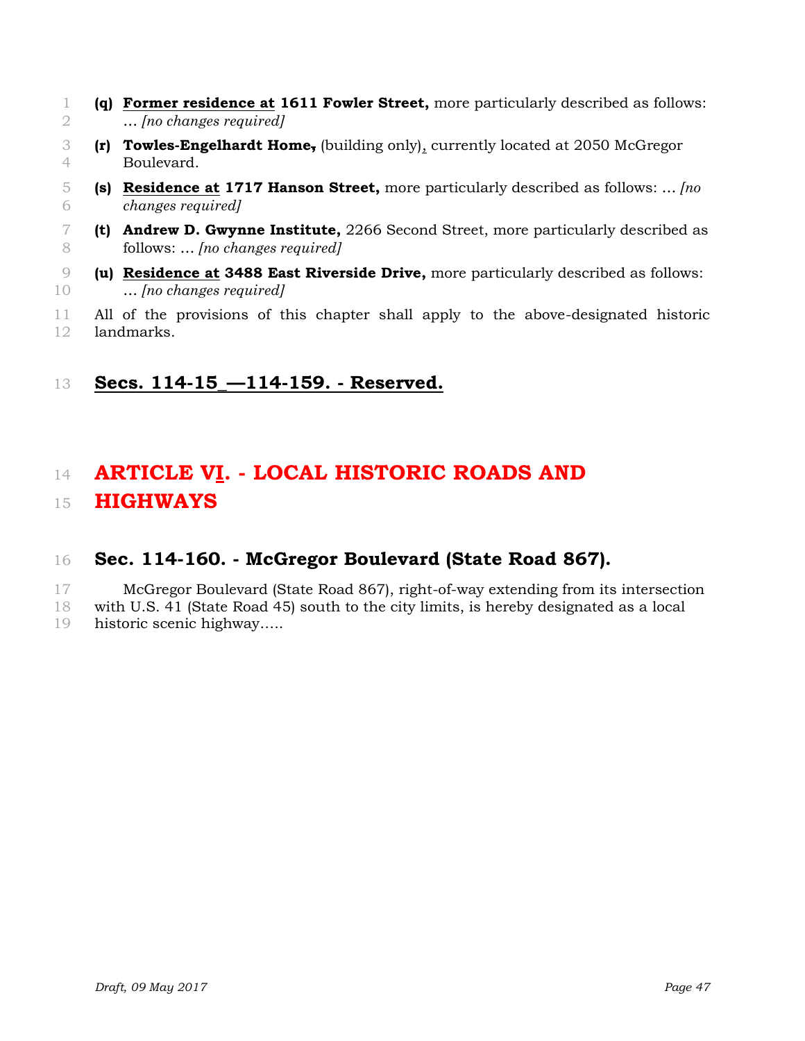**(q)** **Former residence at 1611 Fowler Street,** more particularly described as follows: … *[no changes required]*

**(r)** **Towles-Engelhardt Home,** (building only), currently located at 2050 McGregor Boulevard.

**(s)** **Residence at 1717 Hanson Street,** more particularly described as follows: … *[no changes required]*

**(t)** **Andrew D. Gwynne Institute,** 2266 Second Street, more particularly described as follows: … *[no changes required]*

**(u)** **Residence at 3488 East Riverside Drive,** more particularly described as follows: … *[no changes required]*

All of the provisions of this chapter shall apply to the above-designated historic landmarks.

## Secs. 114-15_—114-159. - Reserved.

# ARTICLE VI. - LOCAL HISTORIC ROADS AND HIGHWAYS

## Sec. 114-160. - McGregor Boulevard (State Road 867).

McGregor Boulevard (State Road 867), right-of-way extending from its intersection with U.S. 41 (State Road 45) south to the city limits, is hereby designated as a local historic scenic highway…..

*Draft, 09 May 2017*